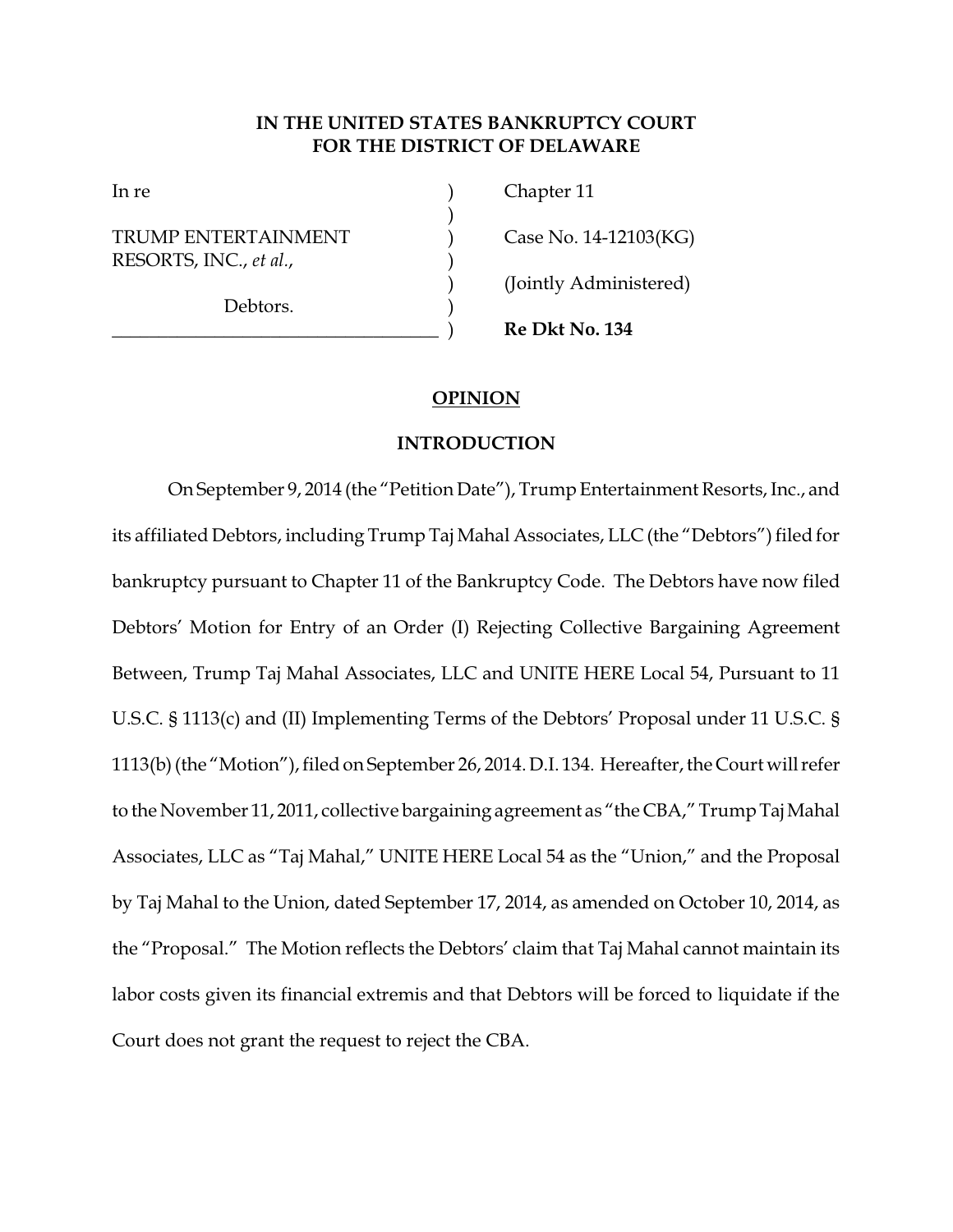**IN THE UNITED STATES BANKRUPTCY COURT**
**FOR THE DISTRICT OF DELAWARE**

| | | |
|---|---|---|
| In re | ) | Chapter 11 |
| | ) | |
| TRUMP ENTERTAINMENT RESORTS, INC., *et al.*, | ) | Case No. 14-12103(KG) |
| | ) | (Jointly Administered) |
| Debtors. | ) | |
| | ) | **Re Dkt No. 134** |

## OPINION

### INTRODUCTION

On September 9, 2014 (the "Petition Date"), Trump Entertainment Resorts, Inc., and its affiliated Debtors, including Trump Taj Mahal Associates, LLC (the "Debtors") filed for bankruptcy pursuant to Chapter 11 of the Bankruptcy Code. The Debtors have now filed Debtors' Motion for Entry of an Order (I) Rejecting Collective Bargaining Agreement Between, Trump Taj Mahal Associates, LLC and UNITE HERE Local 54, Pursuant to 11 U.S.C. § 1113(c) and (II) Implementing Terms of the Debtors' Proposal under 11 U.S.C. § 1113(b) (the "Motion"), filed on September 26, 2014. D.I. 134. Hereafter, the Court will refer to the November 11, 2011, collective bargaining agreement as "the CBA," Trump Taj Mahal Associates, LLC as "Taj Mahal," UNITE HERE Local 54 as the "Union," and the Proposal by Taj Mahal to the Union, dated September 17, 2014, as amended on October 10, 2014, as the "Proposal." The Motion reflects the Debtors' claim that Taj Mahal cannot maintain its labor costs given its financial extremis and that Debtors will be forced to liquidate if the Court does not grant the request to reject the CBA.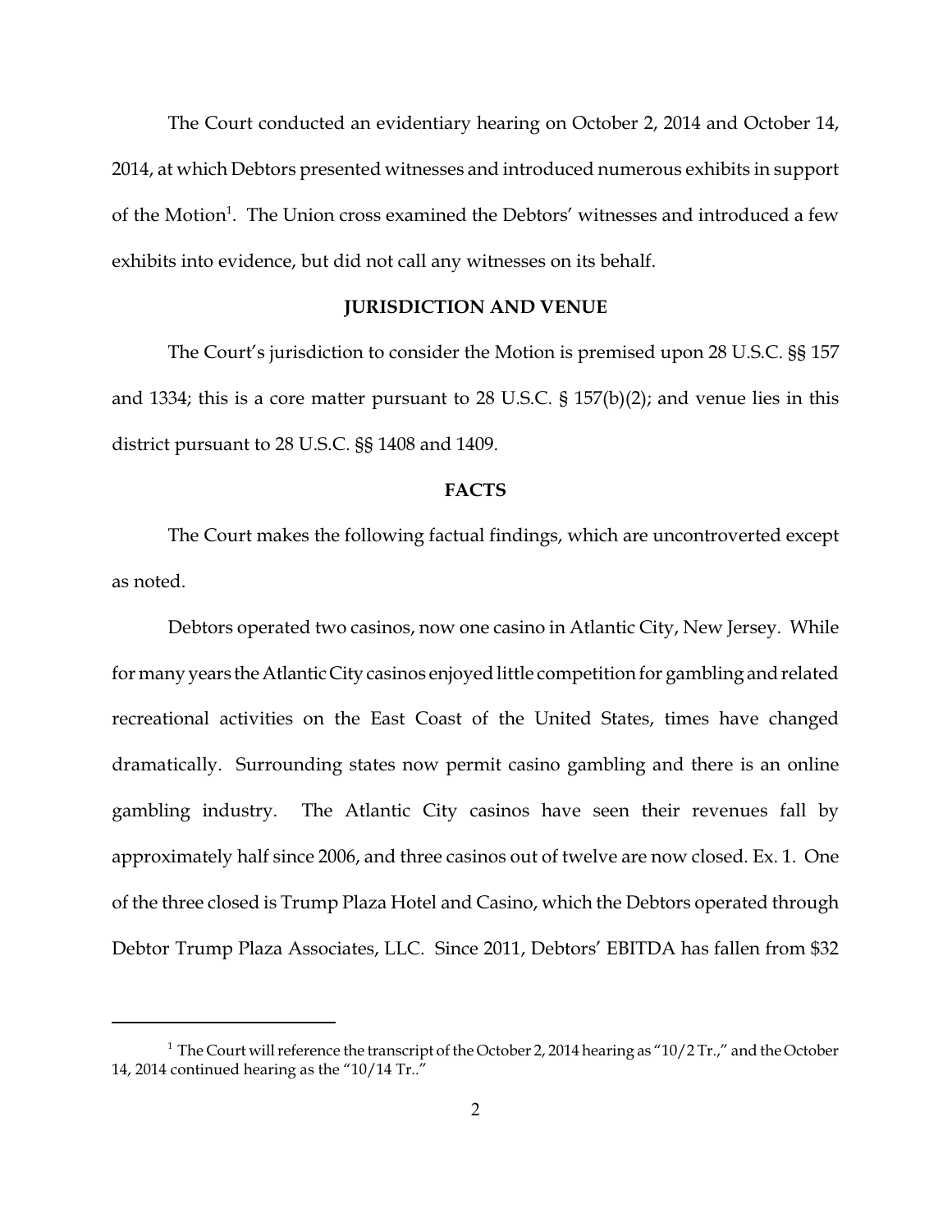The Court conducted an evidentiary hearing on October 2, 2014 and October 14, 2014, at which Debtors presented witnesses and introduced numerous exhibits in support of the Motion[1]. The Union cross examined the Debtors' witnesses and introduced a few exhibits into evidence, but did not call any witnesses on its behalf.

## JURISDICTION AND VENUE

The Court's jurisdiction to consider the Motion is premised upon 28 U.S.C. §§ 157 and 1334; this is a core matter pursuant to 28 U.S.C. § 157(b)(2); and venue lies in this district pursuant to 28 U.S.C. §§ 1408 and 1409.

## FACTS

The Court makes the following factual findings, which are uncontroverted except as noted.

Debtors operated two casinos, now one casino in Atlantic City, New Jersey. While for many years the Atlantic City casinos enjoyed little competition for gambling and related recreational activities on the East Coast of the United States, times have changed dramatically. Surrounding states now permit casino gambling and there is an online gambling industry. The Atlantic City casinos have seen their revenues fall by approximately half since 2006, and three casinos out of twelve are now closed. Ex. 1. One of the three closed is Trump Plaza Hotel and Casino, which the Debtors operated through Debtor Trump Plaza Associates, LLC. Since 2011, Debtors' EBITDA has fallen from $32

---

[1] The Court will reference the transcript of the October 2, 2014 hearing as "10/2 Tr.," and the October 14, 2014 continued hearing as the "10/14 Tr.."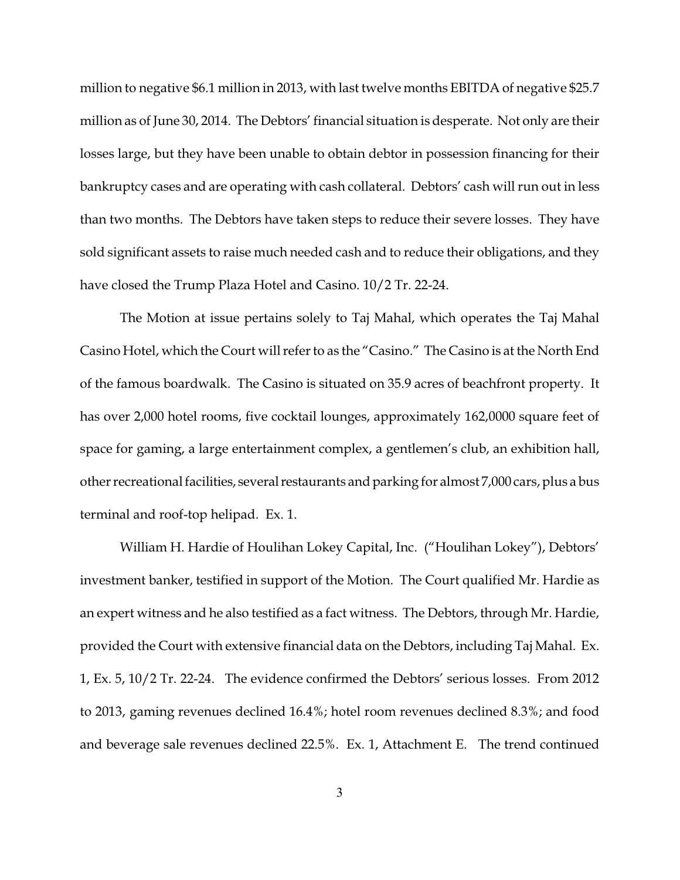million to negative $6.1 million in 2013, with last twelve months EBITDA of negative $25.7 million as of June 30, 2014. The Debtors' financial situation is desperate. Not only are their losses large, but they have been unable to obtain debtor in possession financing for their bankruptcy cases and are operating with cash collateral. Debtors' cash will run out in less than two months. The Debtors have taken steps to reduce their severe losses. They have sold significant assets to raise much needed cash and to reduce their obligations, and they have closed the Trump Plaza Hotel and Casino. 10/2 Tr. 22-24.

The Motion at issue pertains solely to Taj Mahal, which operates the Taj Mahal Casino Hotel, which the Court will refer to as the "Casino." The Casino is at the North End of the famous boardwalk. The Casino is situated on 35.9 acres of beachfront property. It has over 2,000 hotel rooms, five cocktail lounges, approximately 162,0000 square feet of space for gaming, a large entertainment complex, a gentlemen's club, an exhibition hall, other recreational facilities, several restaurants and parking for almost 7,000 cars, plus a bus terminal and roof-top helipad. Ex. 1.

William H. Hardie of Houlihan Lokey Capital, Inc. ("Houlihan Lokey"), Debtors' investment banker, testified in support of the Motion. The Court qualified Mr. Hardie as an expert witness and he also testified as a fact witness. The Debtors, through Mr. Hardie, provided the Court with extensive financial data on the Debtors, including Taj Mahal. Ex. 1, Ex. 5, 10/2 Tr. 22-24. The evidence confirmed the Debtors' serious losses. From 2012 to 2013, gaming revenues declined 16.4%; hotel room revenues declined 8.3%; and food and beverage sale revenues declined 22.5%. Ex. 1, Attachment E. The trend continued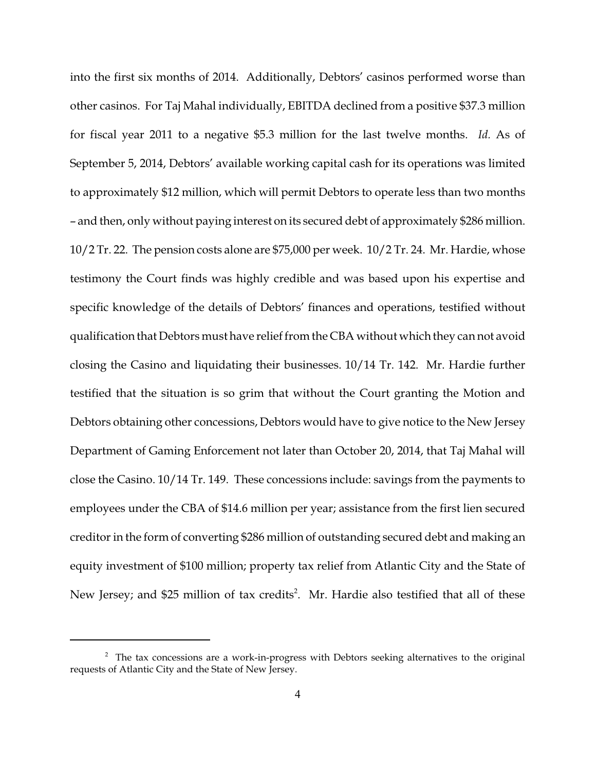into the first six months of 2014. Additionally, Debtors' casinos performed worse than other casinos. For Taj Mahal individually, EBITDA declined from a positive \$37.3 million for fiscal year 2011 to a negative \$5.3 million for the last twelve months. *Id.* As of September 5, 2014, Debtors' available working capital cash for its operations was limited to approximately \$12 million, which will permit Debtors to operate less than two months – and then, only without paying interest on its secured debt of approximately \$286 million. 10/2 Tr. 22. The pension costs alone are \$75,000 per week. 10/2 Tr. 24. Mr. Hardie, whose testimony the Court finds was highly credible and was based upon his expertise and specific knowledge of the details of Debtors' finances and operations, testified without qualification that Debtors must have relief from the CBA without which they can not avoid closing the Casino and liquidating their businesses. 10/14 Tr. 142. Mr. Hardie further testified that the situation is so grim that without the Court granting the Motion and Debtors obtaining other concessions, Debtors would have to give notice to the New Jersey Department of Gaming Enforcement not later than October 20, 2014, that Taj Mahal will close the Casino. 10/14 Tr. 149. These concessions include: savings from the payments to employees under the CBA of \$14.6 million per year; assistance from the first lien secured creditor in the form of converting \$286 million of outstanding secured debt and making an equity investment of \$100 million; property tax relief from Atlantic City and the State of New Jersey; and \$25 million of tax credits[2]. Mr. Hardie also testified that all of these

---

[2] The tax concessions are a work-in-progress with Debtors seeking alternatives to the original requests of Atlantic City and the State of New Jersey.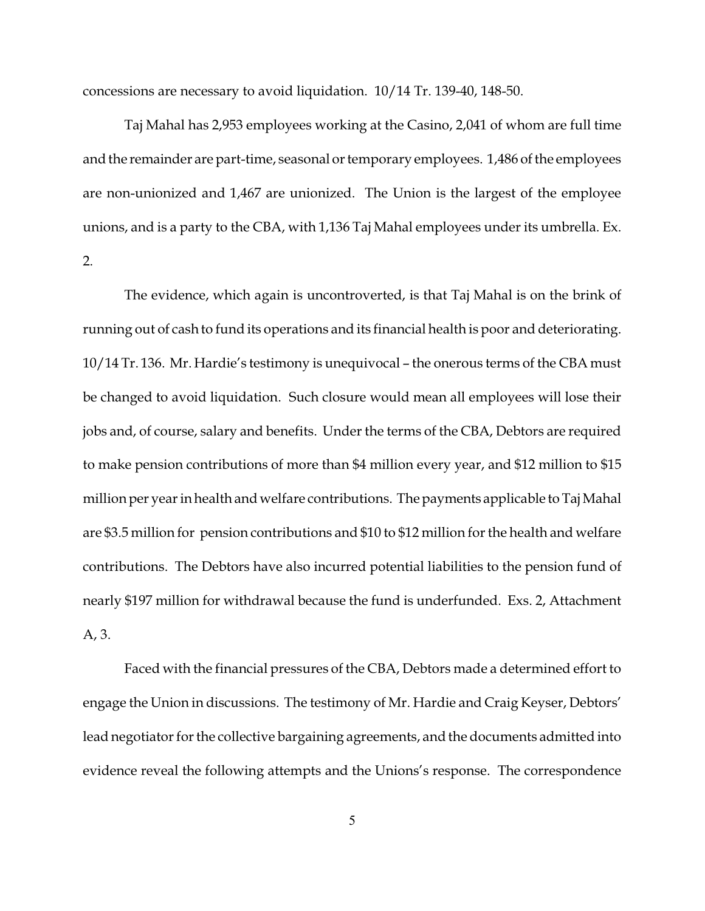concessions are necessary to avoid liquidation. 10/14 Tr. 139-40, 148-50.

Taj Mahal has 2,953 employees working at the Casino, 2,041 of whom are full time and the remainder are part-time, seasonal or temporary employees. 1,486 of the employees are non-unionized and 1,467 are unionized. The Union is the largest of the employee unions, and is a party to the CBA, with 1,136 Taj Mahal employees under its umbrella. Ex. 2.

The evidence, which again is uncontroverted, is that Taj Mahal is on the brink of running out of cash to fund its operations and its financial health is poor and deteriorating. 10/14 Tr. 136. Mr. Hardie's testimony is unequivocal – the onerous terms of the CBA must be changed to avoid liquidation. Such closure would mean all employees will lose their jobs and, of course, salary and benefits. Under the terms of the CBA, Debtors are required to make pension contributions of more than $4 million every year, and $12 million to $15 million per year in health and welfare contributions. The payments applicable to Taj Mahal are $3.5 million for pension contributions and $10 to $12 million for the health and welfare contributions. The Debtors have also incurred potential liabilities to the pension fund of nearly $197 million for withdrawal because the fund is underfunded. Exs. 2, Attachment A, 3.

Faced with the financial pressures of the CBA, Debtors made a determined effort to engage the Union in discussions. The testimony of Mr. Hardie and Craig Keyser, Debtors' lead negotiator for the collective bargaining agreements, and the documents admitted into evidence reveal the following attempts and the Unions's response. The correspondence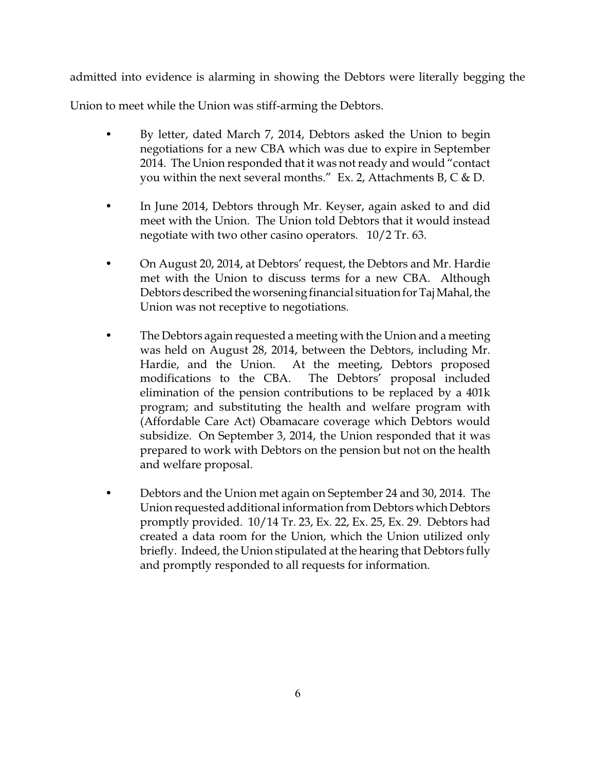admitted into evidence is alarming in showing the Debtors were literally begging the Union to meet while the Union was stiff-arming the Debtors.

- By letter, dated March 7, 2014, Debtors asked the Union to begin negotiations for a new CBA which was due to expire in September 2014. The Union responded that it was not ready and would "contact you within the next several months." Ex. 2, Attachments B, C & D.

- In June 2014, Debtors through Mr. Keyser, again asked to and did meet with the Union. The Union told Debtors that it would instead negotiate with two other casino operators. 10/2 Tr. 63.

- On August 20, 2014, at Debtors' request, the Debtors and Mr. Hardie met with the Union to discuss terms for a new CBA. Although Debtors described the worsening financial situation for Taj Mahal, the Union was not receptive to negotiations.

- The Debtors again requested a meeting with the Union and a meeting was held on August 28, 2014, between the Debtors, including Mr. Hardie, and the Union. At the meeting, Debtors proposed modifications to the CBA. The Debtors' proposal included elimination of the pension contributions to be replaced by a 401k program; and substituting the health and welfare program with (Affordable Care Act) Obamacare coverage which Debtors would subsidize. On September 3, 2014, the Union responded that it was prepared to work with Debtors on the pension but not on the health and welfare proposal.

- Debtors and the Union met again on September 24 and 30, 2014. The Union requested additional information from Debtors which Debtors promptly provided. 10/14 Tr. 23, Ex. 22, Ex. 25, Ex. 29. Debtors had created a data room for the Union, which the Union utilized only briefly. Indeed, the Union stipulated at the hearing that Debtors fully and promptly responded to all requests for information.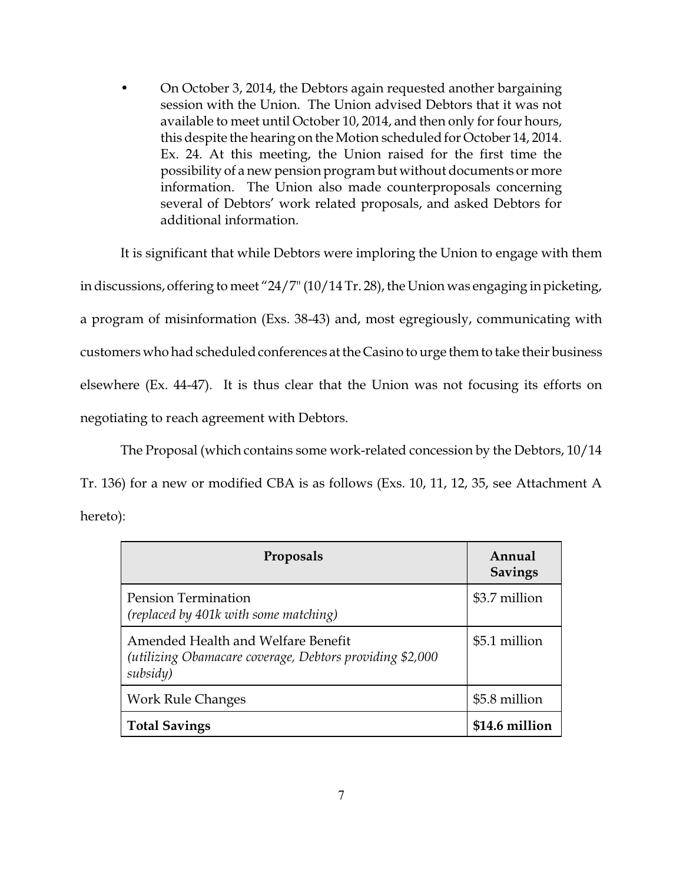- On October 3, 2014, the Debtors again requested another bargaining session with the Union. The Union advised Debtors that it was not available to meet until October 10, 2014, and then only for four hours, this despite the hearing on the Motion scheduled for October 14, 2014. Ex. 24. At this meeting, the Union raised for the first time the possibility of a new pension program but without documents or more information. The Union also made counterproposals concerning several of Debtors' work related proposals, and asked Debtors for additional information.

It is significant that while Debtors were imploring the Union to engage with them in discussions, offering to meet "24/7" (10/14 Tr. 28), the Union was engaging in picketing, a program of misinformation (Exs. 38-43) and, most egregiously, communicating with customers who had scheduled conferences at the Casino to urge them to take their business elsewhere (Ex. 44-47). It is thus clear that the Union was not focusing its efforts on negotiating to reach agreement with Debtors.

The Proposal (which contains some work-related concession by the Debtors, 10/14 Tr. 136) for a new or modified CBA is as follows (Exs. 10, 11, 12, 35, see Attachment A hereto):

| Proposals | Annual Savings |
| --- | --- |
| Pension Termination<br>*(replaced by 401k with some matching)* | $3.7 million |
| Amended Health and Welfare Benefit<br>*(utilizing Obamacare coverage, Debtors providing $2,000 subsidy)* | $5.1 million |
| Work Rule Changes | $5.8 million |
| **Total Savings** | **$14.6 million** |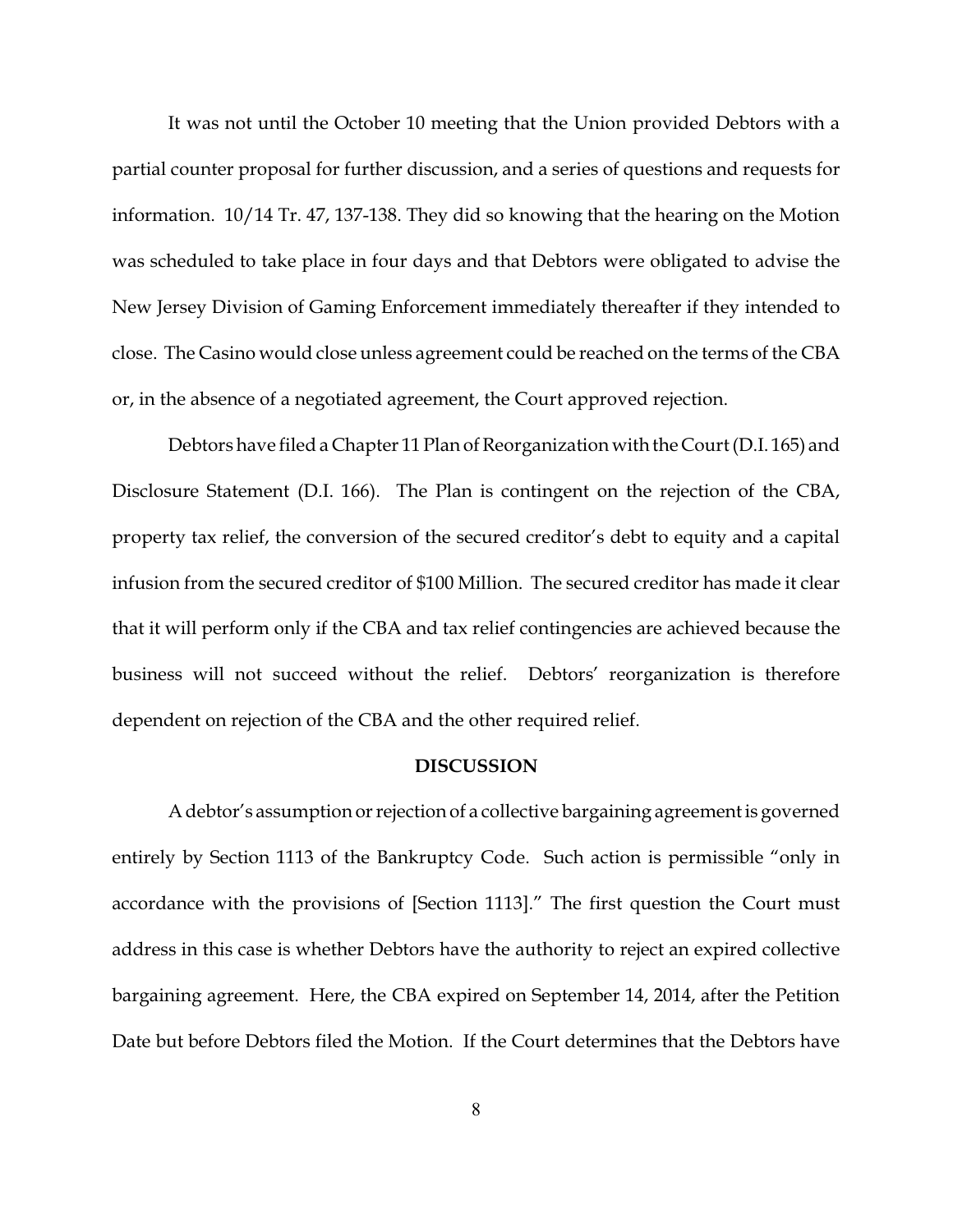It was not until the October 10 meeting that the Union provided Debtors with a partial counter proposal for further discussion, and a series of questions and requests for information. 10/14 Tr. 47, 137-138. They did so knowing that the hearing on the Motion was scheduled to take place in four days and that Debtors were obligated to advise the New Jersey Division of Gaming Enforcement immediately thereafter if they intended to close. The Casino would close unless agreement could be reached on the terms of the CBA or, in the absence of a negotiated agreement, the Court approved rejection.

Debtors have filed a Chapter 11 Plan of Reorganization with the Court (D.I. 165) and Disclosure Statement (D.I. 166). The Plan is contingent on the rejection of the CBA, property tax relief, the conversion of the secured creditor's debt to equity and a capital infusion from the secured creditor of $100 Million. The secured creditor has made it clear that it will perform only if the CBA and tax relief contingencies are achieved because the business will not succeed without the relief. Debtors' reorganization is therefore dependent on rejection of the CBA and the other required relief.

**DISCUSSION**

A debtor's assumption or rejection of a collective bargaining agreement is governed entirely by Section 1113 of the Bankruptcy Code. Such action is permissible "only in accordance with the provisions of [Section 1113]." The first question the Court must address in this case is whether Debtors have the authority to reject an expired collective bargaining agreement. Here, the CBA expired on September 14, 2014, after the Petition Date but before Debtors filed the Motion. If the Court determines that the Debtors have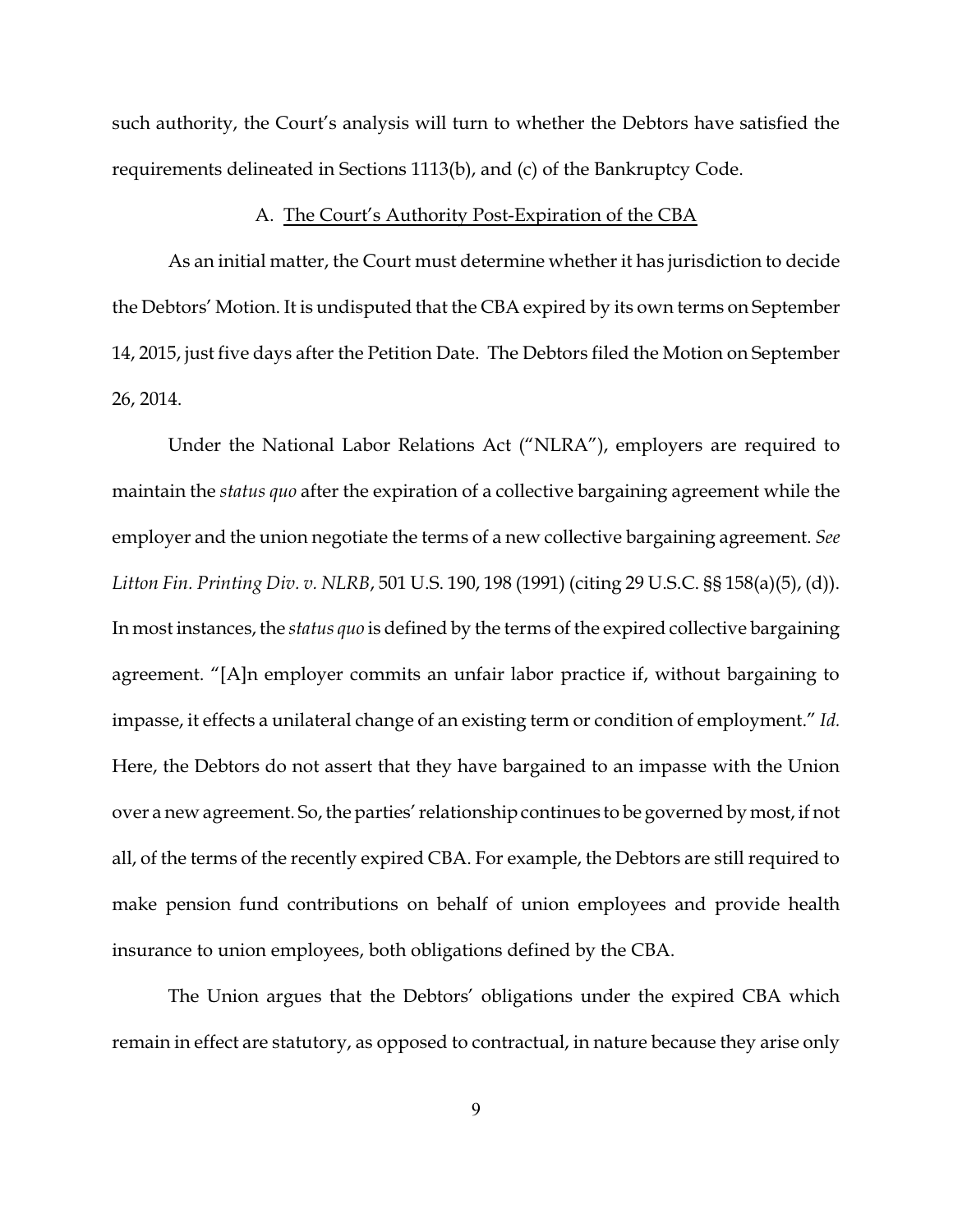such authority, the Court's analysis will turn to whether the Debtors have satisfied the requirements delineated in Sections 1113(b), and (c) of the Bankruptcy Code.

### A. The Court's Authority Post-Expiration of the CBA

As an initial matter, the Court must determine whether it has jurisdiction to decide the Debtors' Motion. It is undisputed that the CBA expired by its own terms on September 14, 2015, just five days after the Petition Date. The Debtors filed the Motion on September 26, 2014.

Under the National Labor Relations Act ("NLRA"), employers are required to maintain the *status quo* after the expiration of a collective bargaining agreement while the employer and the union negotiate the terms of a new collective bargaining agreement. *See Litton Fin. Printing Div. v. NLRB*, 501 U.S. 190, 198 (1991) (citing 29 U.S.C. §§ 158(a)(5), (d)). In most instances, the *status quo* is defined by the terms of the expired collective bargaining agreement. "[A]n employer commits an unfair labor practice if, without bargaining to impasse, it effects a unilateral change of an existing term or condition of employment." *Id.* Here, the Debtors do not assert that they have bargained to an impasse with the Union over a new agreement. So, the parties' relationship continues to be governed by most, if not all, of the terms of the recently expired CBA. For example, the Debtors are still required to make pension fund contributions on behalf of union employees and provide health insurance to union employees, both obligations defined by the CBA.

The Union argues that the Debtors' obligations under the expired CBA which remain in effect are statutory, as opposed to contractual, in nature because they arise only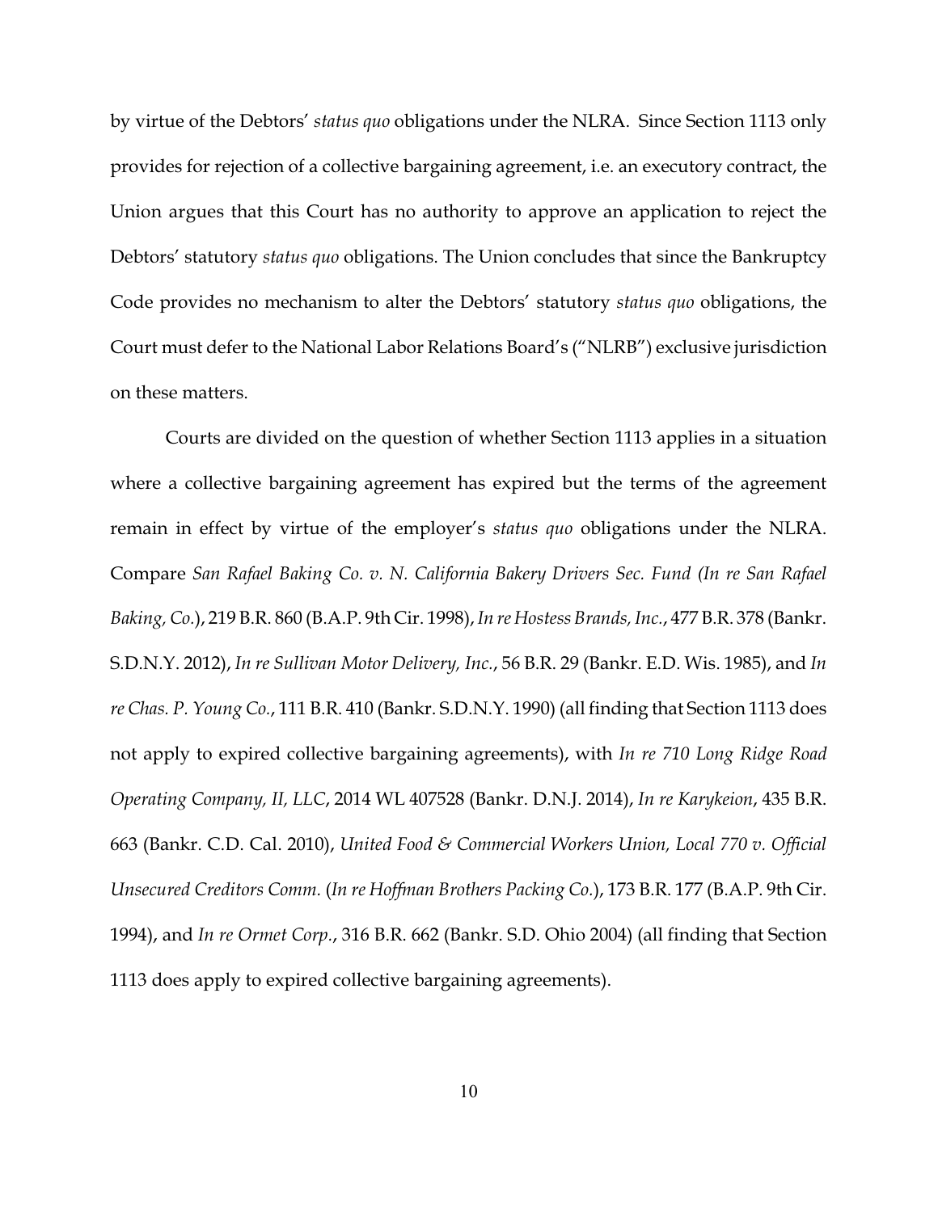by virtue of the Debtors' *status quo* obligations under the NLRA. Since Section 1113 only provides for rejection of a collective bargaining agreement, i.e. an executory contract, the Union argues that this Court has no authority to approve an application to reject the Debtors' statutory *status quo* obligations. The Union concludes that since the Bankruptcy Code provides no mechanism to alter the Debtors' statutory *status quo* obligations, the Court must defer to the National Labor Relations Board's ("NLRB") exclusive jurisdiction on these matters.

Courts are divided on the question of whether Section 1113 applies in a situation where a collective bargaining agreement has expired but the terms of the agreement remain in effect by virtue of the employer's *status quo* obligations under the NLRA. Compare *San Rafael Baking Co. v. N. California Bakery Drivers Sec. Fund (In re San Rafael Baking, Co.*), 219 B.R. 860 (B.A.P. 9th Cir. 1998), *In re Hostess Brands, Inc.*, 477 B.R. 378 (Bankr. S.D.N.Y. 2012), *In re Sullivan Motor Delivery, Inc.*, 56 B.R. 29 (Bankr. E.D. Wis. 1985), and *In re Chas. P. Young Co.*, 111 B.R. 410 (Bankr. S.D.N.Y. 1990) (all finding that Section 1113 does not apply to expired collective bargaining agreements), with *In re 710 Long Ridge Road Operating Company, II, LLC*, 2014 WL 407528 (Bankr. D.N.J. 2014), *In re Karykeion*, 435 B.R. 663 (Bankr. C.D. Cal. 2010), *United Food & Commercial Workers Union, Local 770 v. Official Unsecured Creditors Comm.* (*In re Hoffman Brothers Packing Co.*), 173 B.R. 177 (B.A.P. 9th Cir. 1994), and *In re Ormet Corp.*, 316 B.R. 662 (Bankr. S.D. Ohio 2004) (all finding that Section 1113 does apply to expired collective bargaining agreements).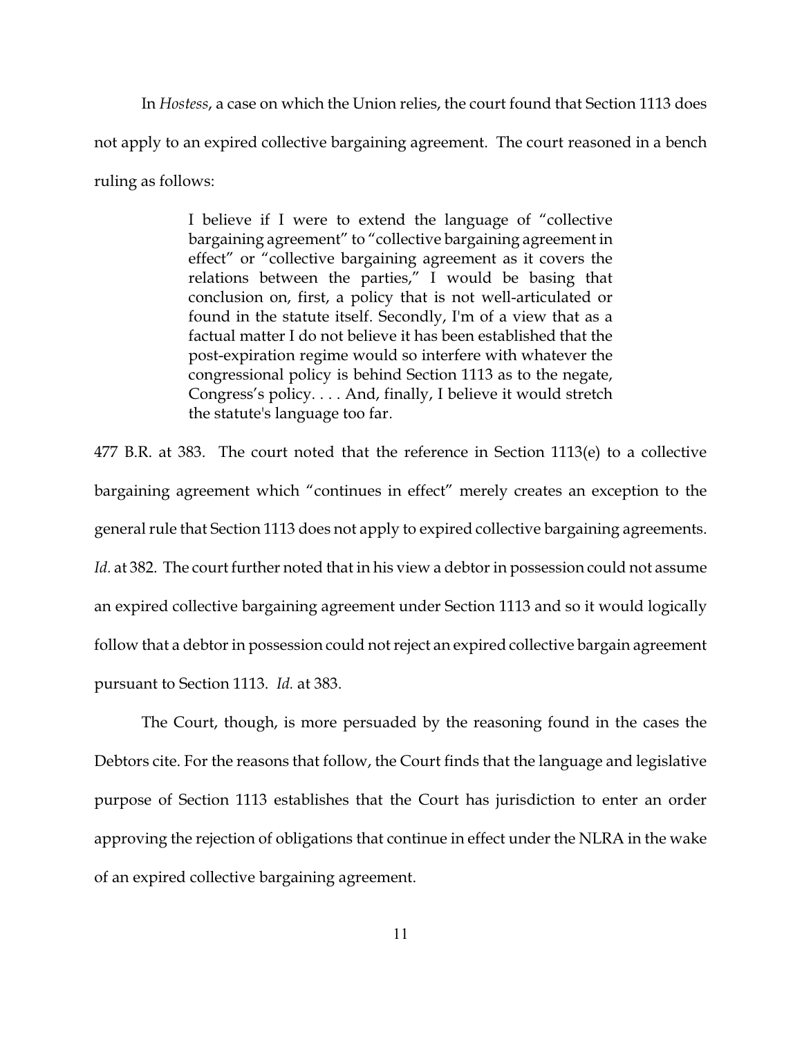In *Hostess*, a case on which the Union relies, the court found that Section 1113 does not apply to an expired collective bargaining agreement. The court reasoned in a bench ruling as follows:

> I believe if I were to extend the language of "collective bargaining agreement" to "collective bargaining agreement in effect" or "collective bargaining agreement as it covers the relations between the parties," I would be basing that conclusion on, first, a policy that is not well-articulated or found in the statute itself. Secondly, I'm of a view that as a factual matter I do not believe it has been established that the post-expiration regime would so interfere with whatever the congressional policy is behind Section 1113 as to the negate, Congress's policy. . . . And, finally, I believe it would stretch the statute's language too far.

477 B.R. at 383. The court noted that the reference in Section 1113(e) to a collective bargaining agreement which "continues in effect" merely creates an exception to the general rule that Section 1113 does not apply to expired collective bargaining agreements. *Id.* at 382. The court further noted that in his view a debtor in possession could not assume an expired collective bargaining agreement under Section 1113 and so it would logically follow that a debtor in possession could not reject an expired collective bargain agreement pursuant to Section 1113. *Id.* at 383.

The Court, though, is more persuaded by the reasoning found in the cases the Debtors cite. For the reasons that follow, the Court finds that the language and legislative purpose of Section 1113 establishes that the Court has jurisdiction to enter an order approving the rejection of obligations that continue in effect under the NLRA in the wake of an expired collective bargaining agreement.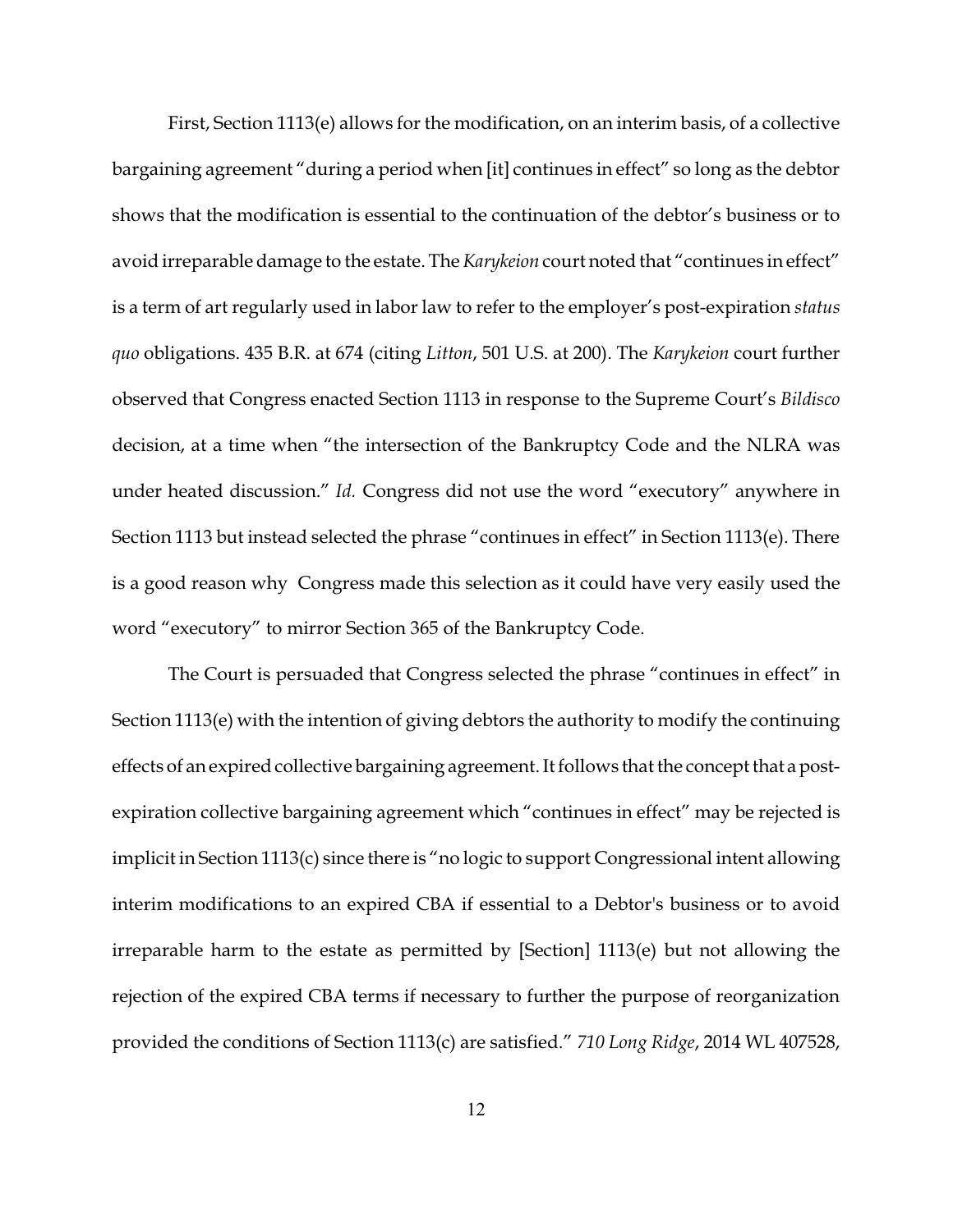First, Section 1113(e) allows for the modification, on an interim basis, of a collective bargaining agreement "during a period when [it] continues in effect" so long as the debtor shows that the modification is essential to the continuation of the debtor's business or to avoid irreparable damage to the estate. The *Karykeion* court noted that "continues in effect" is a term of art regularly used in labor law to refer to the employer's post-expiration *status quo* obligations. 435 B.R. at 674 (citing *Litton*, 501 U.S. at 200). The *Karykeion* court further observed that Congress enacted Section 1113 in response to the Supreme Court's *Bildisco* decision, at a time when "the intersection of the Bankruptcy Code and the NLRA was under heated discussion." *Id.* Congress did not use the word "executory" anywhere in Section 1113 but instead selected the phrase "continues in effect" in Section 1113(e). There is a good reason why Congress made this selection as it could have very easily used the word "executory" to mirror Section 365 of the Bankruptcy Code.

The Court is persuaded that Congress selected the phrase "continues in effect" in Section 1113(e) with the intention of giving debtors the authority to modify the continuing effects of an expired collective bargaining agreement. It follows that the concept that a post-expiration collective bargaining agreement which "continues in effect" may be rejected is implicit in Section 1113(c) since there is "no logic to support Congressional intent allowing interim modifications to an expired CBA if essential to a Debtor's business or to avoid irreparable harm to the estate as permitted by [Section] 1113(e) but not allowing the rejection of the expired CBA terms if necessary to further the purpose of reorganization provided the conditions of Section 1113(c) are satisfied." *710 Long Ridge*, 2014 WL 407528,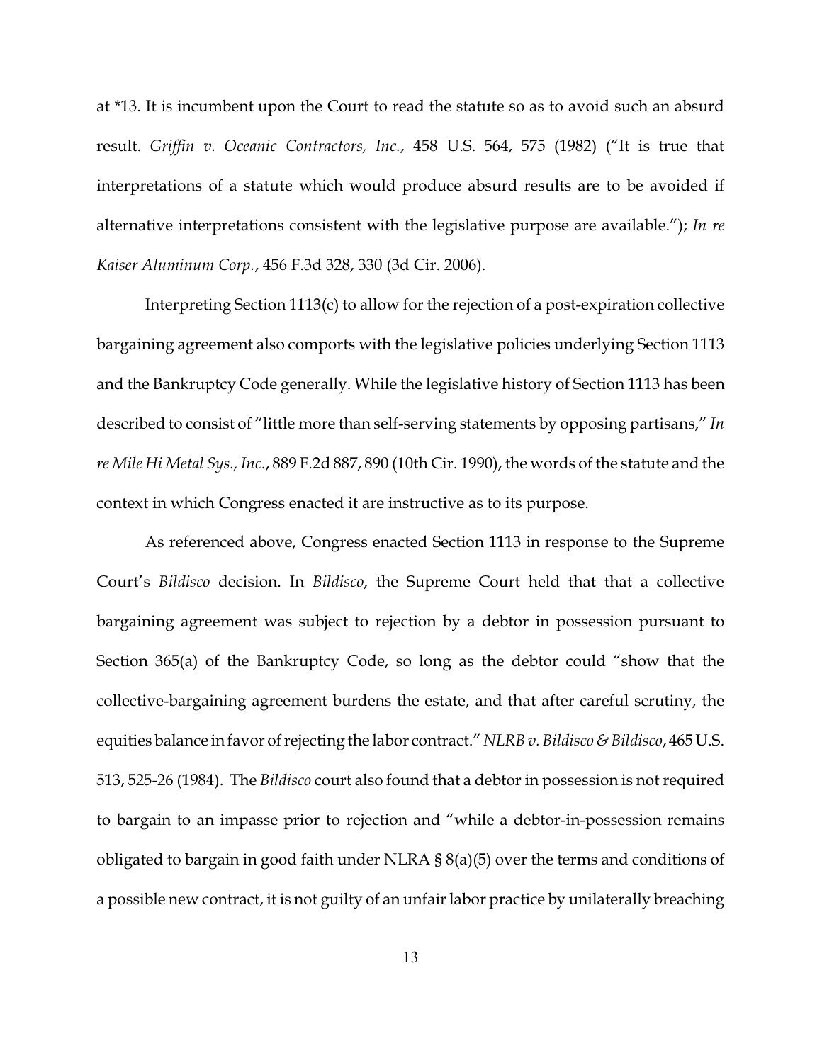at *13. It is incumbent upon the Court to read the statute so as to avoid such an absurd result. *Griffin v. Oceanic Contractors, Inc.*, 458 U.S. 564, 575 (1982) ("It is true that interpretations of a statute which would produce absurd results are to be avoided if alternative interpretations consistent with the legislative purpose are available."); *In re Kaiser Aluminum Corp.*, 456 F.3d 328, 330 (3d Cir. 2006).

Interpreting Section 1113(c) to allow for the rejection of a post-expiration collective bargaining agreement also comports with the legislative policies underlying Section 1113 and the Bankruptcy Code generally. While the legislative history of Section 1113 has been described to consist of "little more than self-serving statements by opposing partisans," *In re Mile Hi Metal Sys., Inc.*, 889 F.2d 887, 890 (10th Cir. 1990), the words of the statute and the context in which Congress enacted it are instructive as to its purpose.

As referenced above, Congress enacted Section 1113 in response to the Supreme Court's *Bildisco* decision. In *Bildisco*, the Supreme Court held that that a collective bargaining agreement was subject to rejection by a debtor in possession pursuant to Section 365(a) of the Bankruptcy Code, so long as the debtor could "show that the collective-bargaining agreement burdens the estate, and that after careful scrutiny, the equities balance in favor of rejecting the labor contract." *NLRB v. Bildisco & Bildisco*, 465 U.S. 513, 525-26 (1984). The *Bildisco* court also found that a debtor in possession is not required to bargain to an impasse prior to rejection and "while a debtor-in-possession remains obligated to bargain in good faith under NLRA § 8(a)(5) over the terms and conditions of a possible new contract, it is not guilty of an unfair labor practice by unilaterally breaching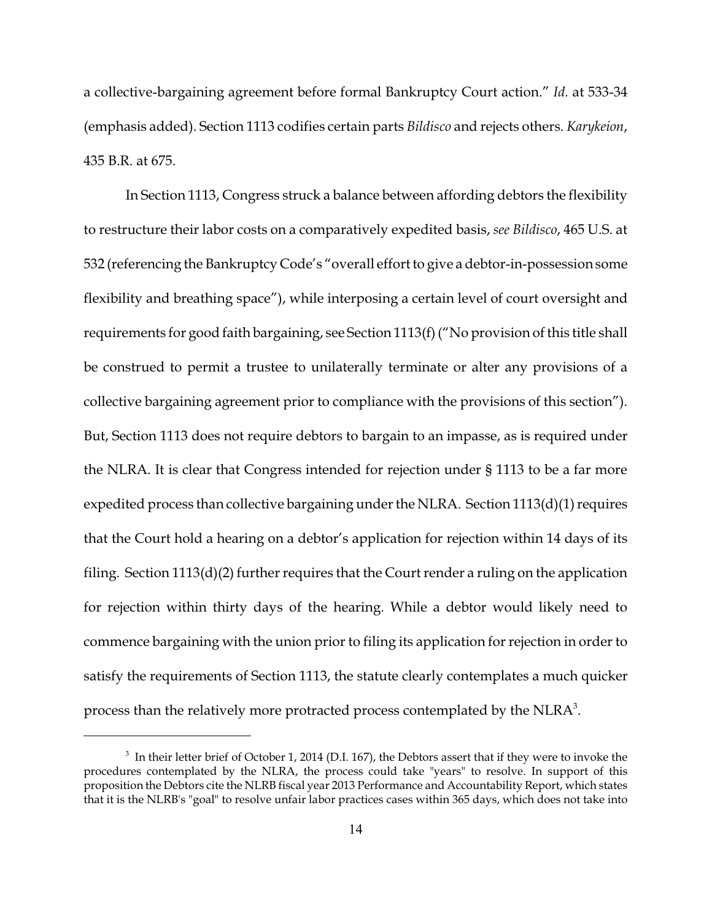a collective-bargaining agreement before formal Bankruptcy Court action." *Id.* at 533-34 (emphasis added). Section 1113 codifies certain parts *Bildisco* and rejects others. *Karykeion*, 435 B.R. at 675.

In Section 1113, Congress struck a balance between affording debtors the flexibility to restructure their labor costs on a comparatively expedited basis, *see Bildisco*, 465 U.S. at 532 (referencing the Bankruptcy Code's "overall effort to give a debtor-in-possession some flexibility and breathing space"), while interposing a certain level of court oversight and requirements for good faith bargaining, see Section 1113(f) ("No provision of this title shall be construed to permit a trustee to unilaterally terminate or alter any provisions of a collective bargaining agreement prior to compliance with the provisions of this section"). But, Section 1113 does not require debtors to bargain to an impasse, as is required under the NLRA. It is clear that Congress intended for rejection under § 1113 to be a far more expedited process than collective bargaining under the NLRA. Section 1113(d)(1) requires that the Court hold a hearing on a debtor's application for rejection within 14 days of its filing. Section 1113(d)(2) further requires that the Court render a ruling on the application for rejection within thirty days of the hearing. While a debtor would likely need to commence bargaining with the union prior to filing its application for rejection in order to satisfy the requirements of Section 1113, the statute clearly contemplates a much quicker process than the relatively more protracted process contemplated by the NLRA[3].

[3] In their letter brief of October 1, 2014 (D.I. 167), the Debtors assert that if they were to invoke the procedures contemplated by the NLRA, the process could take "years" to resolve. In support of this proposition the Debtors cite the NLRB fiscal year 2013 Performance and Accountability Report, which states that it is the NLRB's "goal" to resolve unfair labor practices cases within 365 days, which does not take into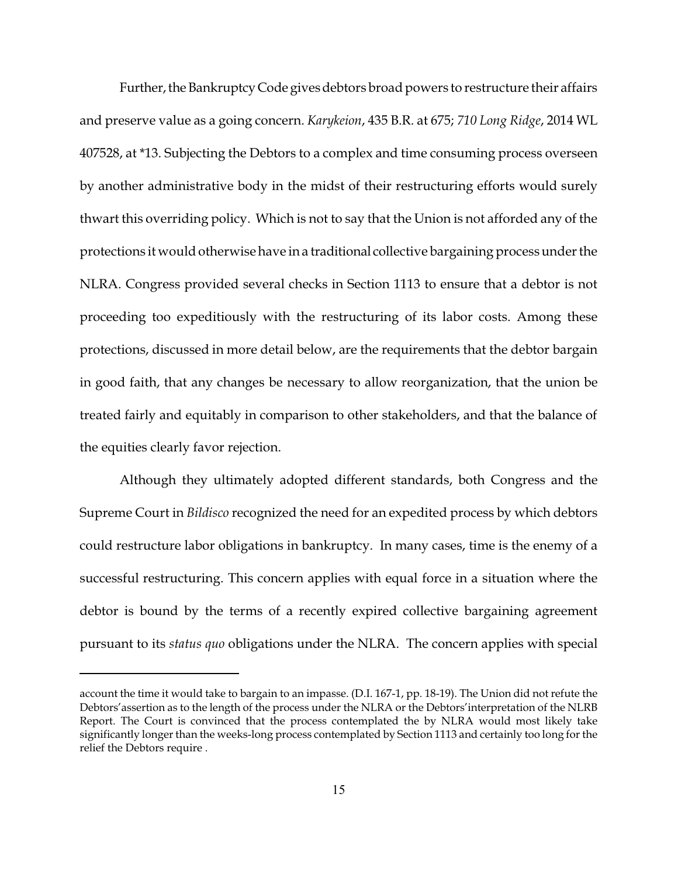Further, the Bankruptcy Code gives debtors broad powers to restructure their affairs and preserve value as a going concern. *Karykeion*, 435 B.R. at 675; *710 Long Ridge*, 2014 WL 407528, at *13. Subjecting the Debtors to a complex and time consuming process overseen by another administrative body in the midst of their restructuring efforts would surely thwart this overriding policy. Which is not to say that the Union is not afforded any of the protections it would otherwise have in a traditional collective bargaining process under the NLRA. Congress provided several checks in Section 1113 to ensure that a debtor is not proceeding too expeditiously with the restructuring of its labor costs. Among these protections, discussed in more detail below, are the requirements that the debtor bargain in good faith, that any changes be necessary to allow reorganization, that the union be treated fairly and equitably in comparison to other stakeholders, and that the balance of the equities clearly favor rejection.

Although they ultimately adopted different standards, both Congress and the Supreme Court in *Bildisco* recognized the need for an expedited process by which debtors could restructure labor obligations in bankruptcy. In many cases, time is the enemy of a successful restructuring. This concern applies with equal force in a situation where the debtor is bound by the terms of a recently expired collective bargaining agreement pursuant to its *status quo* obligations under the NLRA. The concern applies with special

---

account the time it would take to bargain to an impasse. (D.I. 167-1, pp. 18-19). The Union did not refute the Debtors' assertion as to the length of the process under the NLRA or the Debtors' interpretation of the NLRB Report. The Court is convinced that the process contemplated the by NLRA would most likely take significantly longer than the weeks-long process contemplated by Section 1113 and certainly too long for the relief the Debtors require .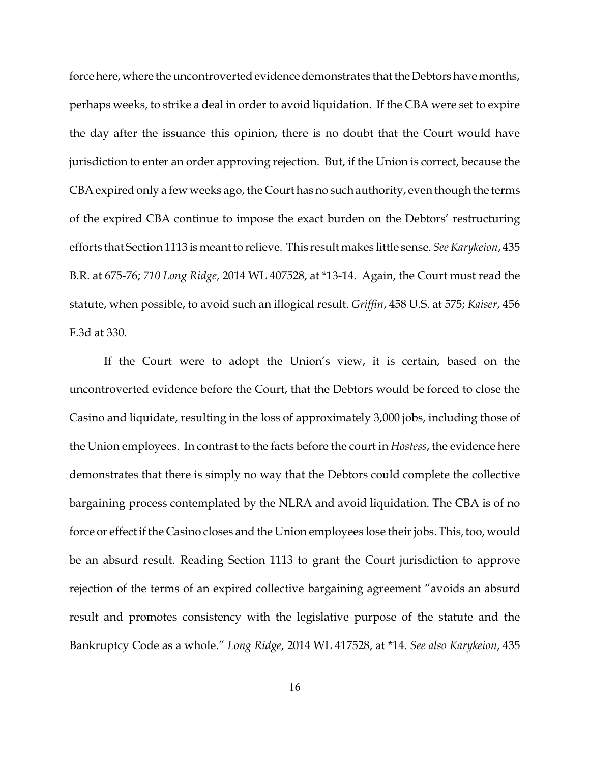force here, where the uncontroverted evidence demonstrates that the Debtors have months, perhaps weeks, to strike a deal in order to avoid liquidation. If the CBA were set to expire the day after the issuance this opinion, there is no doubt that the Court would have jurisdiction to enter an order approving rejection. But, if the Union is correct, because the CBA expired only a few weeks ago, the Court has no such authority, even though the terms of the expired CBA continue to impose the exact burden on the Debtors' restructuring efforts that Section 1113 is meant to relieve. This result makes little sense. *See Karykeion*, 435 B.R. at 675-76; *710 Long Ridge*, 2014 WL 407528, at *13-14. Again, the Court must read the statute, when possible, to avoid such an illogical result. *Griffin*, 458 U.S. at 575; *Kaiser*, 456 F.3d at 330.

If the Court were to adopt the Union's view, it is certain, based on the uncontroverted evidence before the Court, that the Debtors would be forced to close the Casino and liquidate, resulting in the loss of approximately 3,000 jobs, including those of the Union employees. In contrast to the facts before the court in *Hostess*, the evidence here demonstrates that there is simply no way that the Debtors could complete the collective bargaining process contemplated by the NLRA and avoid liquidation. The CBA is of no force or effect if the Casino closes and the Union employees lose their jobs. This, too, would be an absurd result. Reading Section 1113 to grant the Court jurisdiction to approve rejection of the terms of an expired collective bargaining agreement "avoids an absurd result and promotes consistency with the legislative purpose of the statute and the Bankruptcy Code as a whole." *Long Ridge*, 2014 WL 417528, at *14. *See also Karykeion*, 435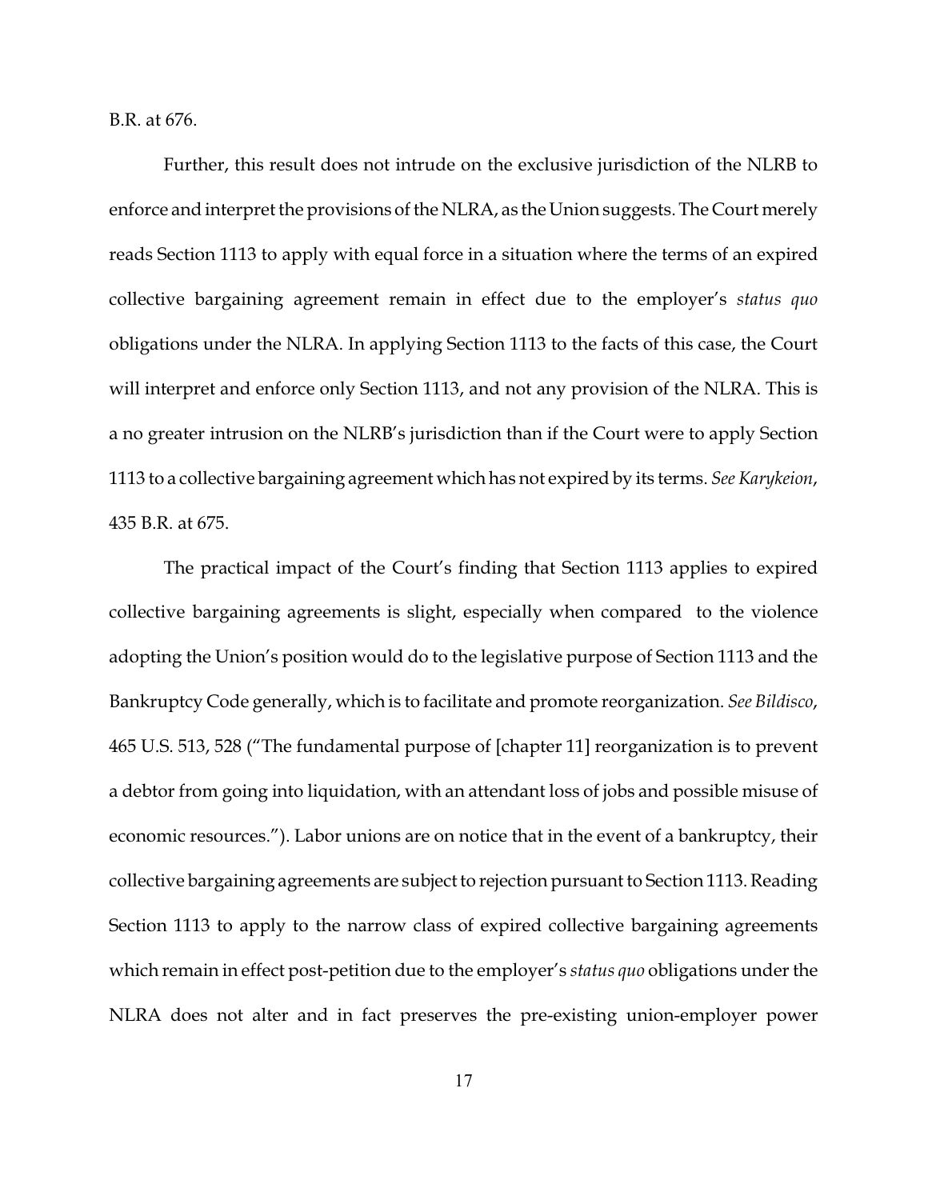B.R. at 676.

Further, this result does not intrude on the exclusive jurisdiction of the NLRB to enforce and interpret the provisions of the NLRA, as the Union suggests. The Court merely reads Section 1113 to apply with equal force in a situation where the terms of an expired collective bargaining agreement remain in effect due to the employer's *status quo* obligations under the NLRA. In applying Section 1113 to the facts of this case, the Court will interpret and enforce only Section 1113, and not any provision of the NLRA. This is a no greater intrusion on the NLRB's jurisdiction than if the Court were to apply Section 1113 to a collective bargaining agreement which has not expired by its terms. *See Karykeion*, 435 B.R. at 675.

The practical impact of the Court's finding that Section 1113 applies to expired collective bargaining agreements is slight, especially when compared to the violence adopting the Union's position would do to the legislative purpose of Section 1113 and the Bankruptcy Code generally, which is to facilitate and promote reorganization. *See Bildisco*, 465 U.S. 513, 528 ("The fundamental purpose of [chapter 11] reorganization is to prevent a debtor from going into liquidation, with an attendant loss of jobs and possible misuse of economic resources."). Labor unions are on notice that in the event of a bankruptcy, their collective bargaining agreements are subject to rejection pursuant to Section 1113. Reading Section 1113 to apply to the narrow class of expired collective bargaining agreements which remain in effect post-petition due to the employer's *status quo* obligations under the NLRA does not alter and in fact preserves the pre-existing union-employer power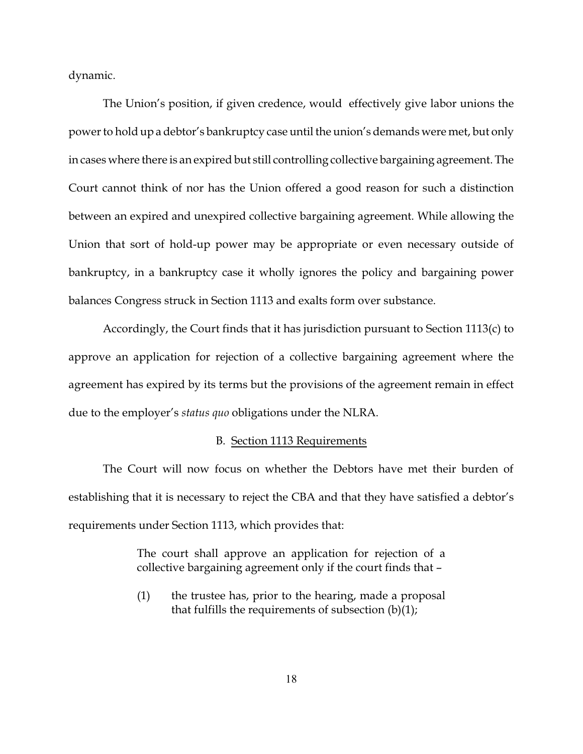dynamic.

The Union's position, if given credence, would effectively give labor unions the power to hold up a debtor's bankruptcy case until the union's demands were met, but only in cases where there is an expired but still controlling collective bargaining agreement. The Court cannot think of nor has the Union offered a good reason for such a distinction between an expired and unexpired collective bargaining agreement. While allowing the Union that sort of hold-up power may be appropriate or even necessary outside of bankruptcy, in a bankruptcy case it wholly ignores the policy and bargaining power balances Congress struck in Section 1113 and exalts form over substance.

Accordingly, the Court finds that it has jurisdiction pursuant to Section 1113(c) to approve an application for rejection of a collective bargaining agreement where the agreement has expired by its terms but the provisions of the agreement remain in effect due to the employer's *status quo* obligations under the NLRA.

### B. Section 1113 Requirements

The Court will now focus on whether the Debtors have met their burden of establishing that it is necessary to reject the CBA and that they have satisfied a debtor's requirements under Section 1113, which provides that:

> The court shall approve an application for rejection of a collective bargaining agreement only if the court finds that –
>
> (1) the trustee has, prior to the hearing, made a proposal that fulfills the requirements of subsection (b)(1);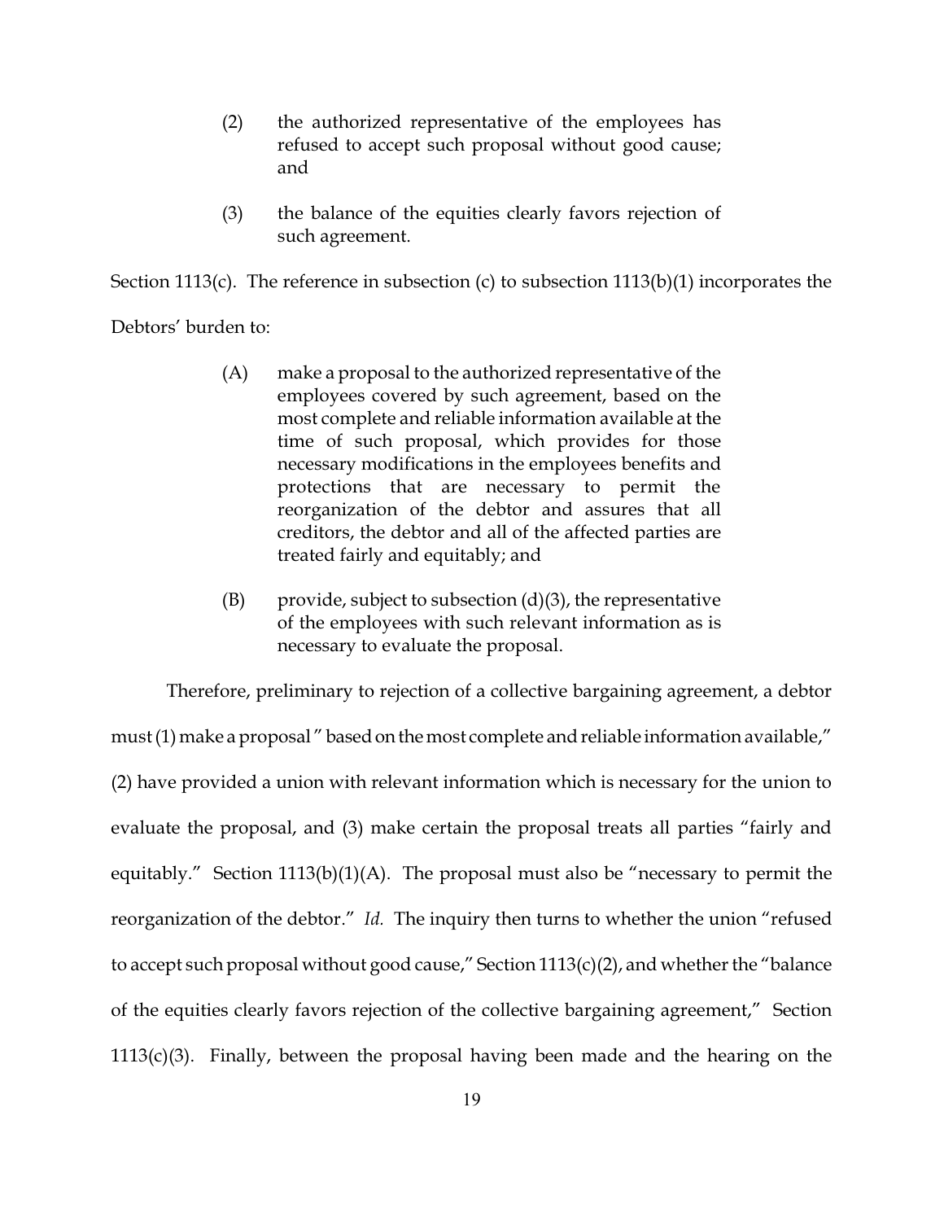> (2) the authorized representative of the employees has refused to accept such proposal without good cause; and
>
> (3) the balance of the equities clearly favors rejection of such agreement.

Section 1113(c). The reference in subsection (c) to subsection 1113(b)(1) incorporates the Debtors' burden to:

> (A) make a proposal to the authorized representative of the employees covered by such agreement, based on the most complete and reliable information available at the time of such proposal, which provides for those necessary modifications in the employees benefits and protections that are necessary to permit the reorganization of the debtor and assures that all creditors, the debtor and all of the affected parties are treated fairly and equitably; and
>
> (B) provide, subject to subsection (d)(3), the representative of the employees with such relevant information as is necessary to evaluate the proposal.

Therefore, preliminary to rejection of a collective bargaining agreement, a debtor must (1) make a proposal " based on the most complete and reliable information available," (2) have provided a union with relevant information which is necessary for the union to evaluate the proposal, and (3) make certain the proposal treats all parties "fairly and equitably." Section 1113(b)(1)(A). The proposal must also be "necessary to permit the reorganization of the debtor." *Id.* The inquiry then turns to whether the union "refused to accept such proposal without good cause," Section 1113(c)(2), and whether the "balance of the equities clearly favors rejection of the collective bargaining agreement," Section 1113(c)(3). Finally, between the proposal having been made and the hearing on the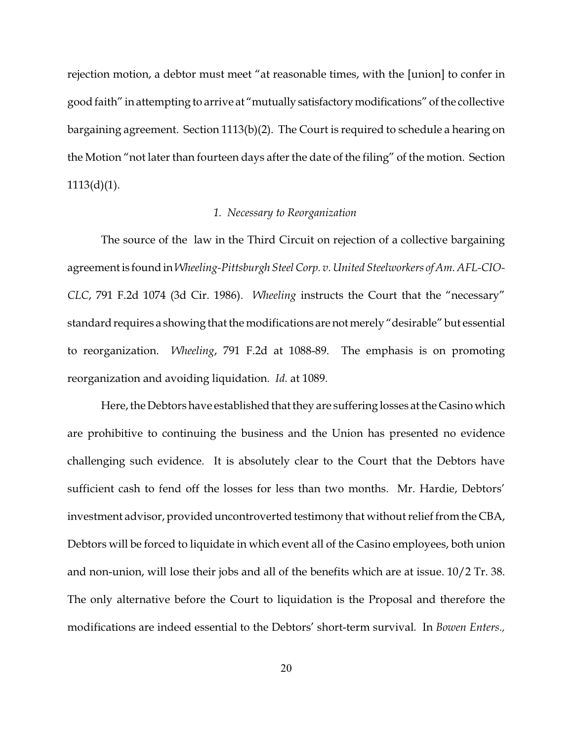rejection motion, a debtor must meet "at reasonable times, with the [union] to confer in good faith" in attempting to arrive at "mutually satisfactory modifications" of the collective bargaining agreement. Section 1113(b)(2). The Court is required to schedule a hearing on the Motion "not later than fourteen days after the date of the filing" of the motion. Section 1113(d)(1).

### *1. Necessary to Reorganization*

The source of the law in the Third Circuit on rejection of a collective bargaining agreement is found in *Wheeling-Pittsburgh Steel Corp. v. United Steelworkers of Am. AFL-CIO-CLC*, 791 F.2d 1074 (3d Cir. 1986). *Wheeling* instructs the Court that the "necessary" standard requires a showing that the modifications are not merely "desirable" but essential to reorganization. *Wheeling*, 791 F.2d at 1088-89. The emphasis is on promoting reorganization and avoiding liquidation. *Id.* at 1089.

Here, the Debtors have established that they are suffering losses at the Casino which are prohibitive to continuing the business and the Union has presented no evidence challenging such evidence. It is absolutely clear to the Court that the Debtors have sufficient cash to fend off the losses for less than two months. Mr. Hardie, Debtors' investment advisor, provided uncontroverted testimony that without relief from the CBA, Debtors will be forced to liquidate in which event all of the Casino employees, both union and non-union, will lose their jobs and all of the benefits which are at issue. 10/2 Tr. 38. The only alternative before the Court to liquidation is the Proposal and therefore the modifications are indeed essential to the Debtors' short-term survival. In *Bowen Enters.,*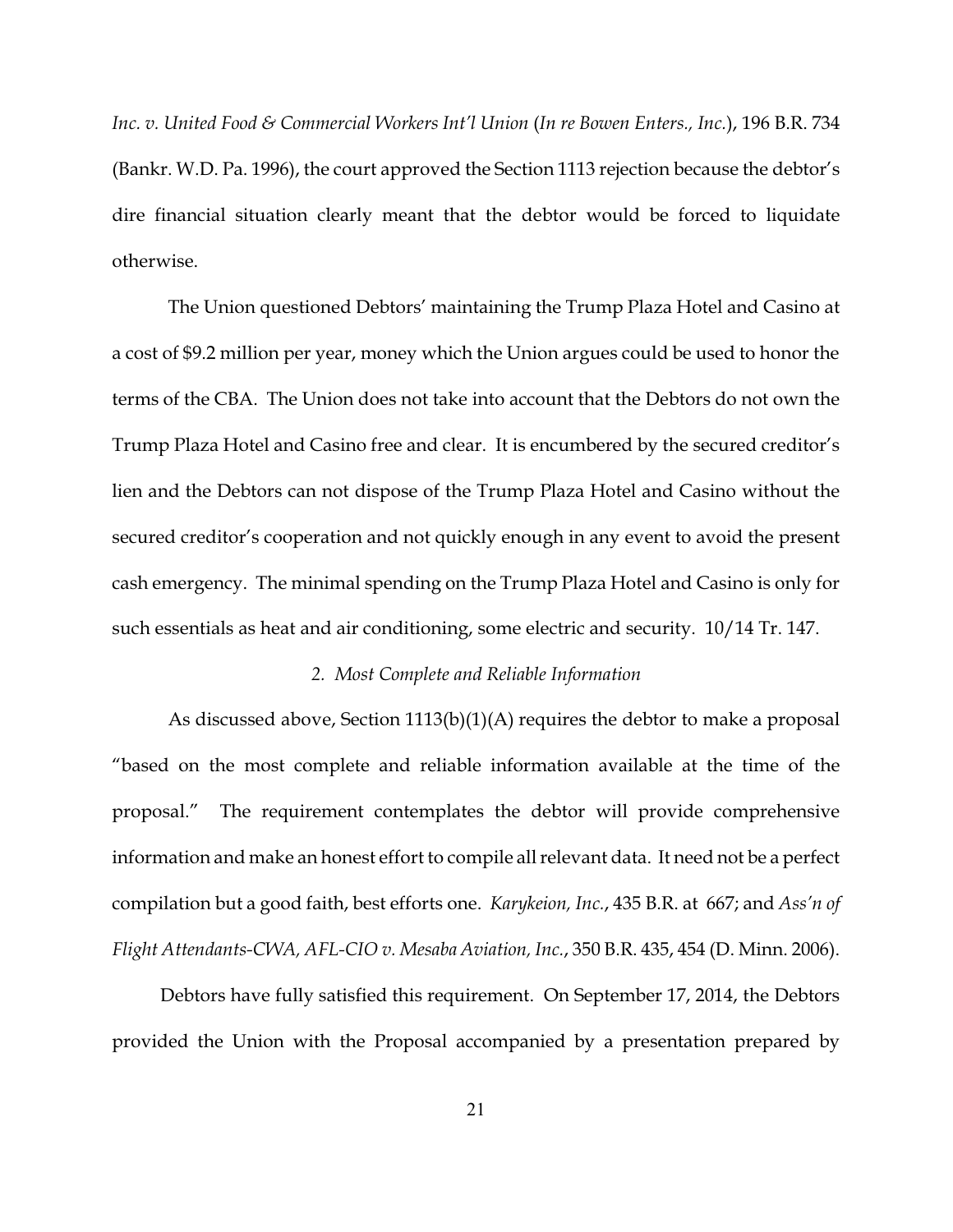*Inc. v. United Food & Commercial Workers Int'l Union* (*In re Bowen Enters., Inc.*), 196 B.R. 734 (Bankr. W.D. Pa. 1996), the court approved the Section 1113 rejection because the debtor's dire financial situation clearly meant that the debtor would be forced to liquidate otherwise.

The Union questioned Debtors' maintaining the Trump Plaza Hotel and Casino at a cost of $9.2 million per year, money which the Union argues could be used to honor the terms of the CBA. The Union does not take into account that the Debtors do not own the Trump Plaza Hotel and Casino free and clear. It is encumbered by the secured creditor's lien and the Debtors can not dispose of the Trump Plaza Hotel and Casino without the secured creditor's cooperation and not quickly enough in any event to avoid the present cash emergency. The minimal spending on the Trump Plaza Hotel and Casino is only for such essentials as heat and air conditioning, some electric and security. 10/14 Tr. 147.

*2. Most Complete and Reliable Information*

As discussed above, Section 1113(b)(1)(A) requires the debtor to make a proposal "based on the most complete and reliable information available at the time of the proposal." The requirement contemplates the debtor will provide comprehensive information and make an honest effort to compile all relevant data. It need not be a perfect compilation but a good faith, best efforts one. *Karykeion, Inc.*, 435 B.R. at 667; and *Ass'n of Flight Attendants-CWA, AFL-CIO v. Mesaba Aviation, Inc.*, 350 B.R. 435, 454 (D. Minn. 2006).

Debtors have fully satisfied this requirement. On September 17, 2014, the Debtors provided the Union with the Proposal accompanied by a presentation prepared by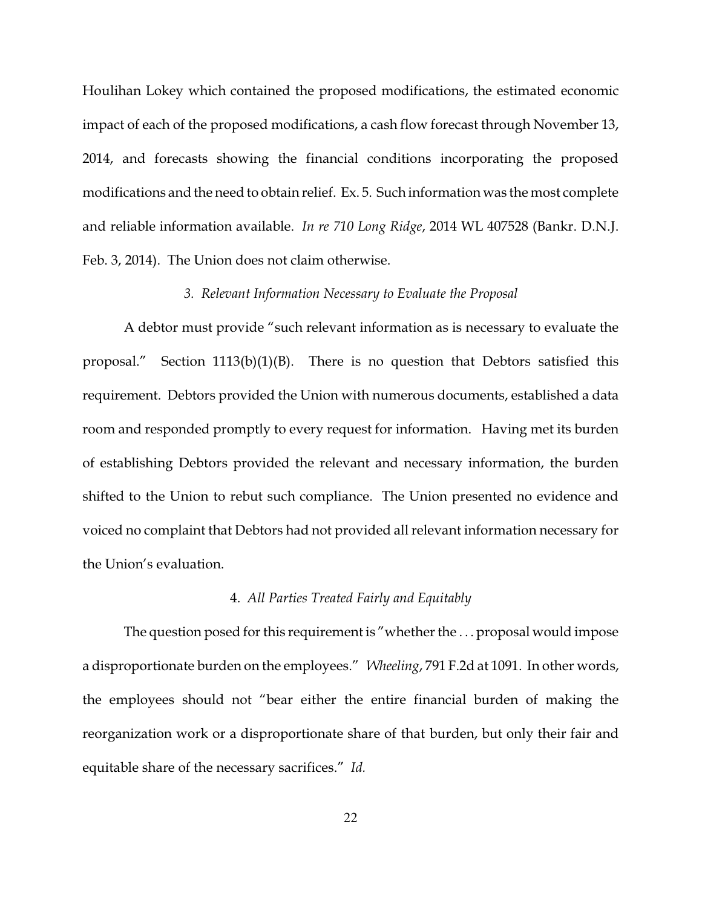Houlihan Lokey which contained the proposed modifications, the estimated economic impact of each of the proposed modifications, a cash flow forecast through November 13, 2014, and forecasts showing the financial conditions incorporating the proposed modifications and the need to obtain relief. Ex. 5. Such information was the most complete and reliable information available. *In re 710 Long Ridge*, 2014 WL 407528 (Bankr. D.N.J. Feb. 3, 2014). The Union does not claim otherwise.

### 3. *Relevant Information Necessary to Evaluate the Proposal*

A debtor must provide "such relevant information as is necessary to evaluate the proposal." Section 1113(b)(1)(B). There is no question that Debtors satisfied this requirement. Debtors provided the Union with numerous documents, established a data room and responded promptly to every request for information. Having met its burden of establishing Debtors provided the relevant and necessary information, the burden shifted to the Union to rebut such compliance. The Union presented no evidence and voiced no complaint that Debtors had not provided all relevant information necessary for the Union's evaluation.

### 4. *All Parties Treated Fairly and Equitably*

The question posed for this requirement is "whether the . . . proposal would impose a disproportionate burden on the employees." *Wheeling*, 791 F.2d at 1091. In other words, the employees should not "bear either the entire financial burden of making the reorganization work or a disproportionate share of that burden, but only their fair and equitable share of the necessary sacrifices." *Id.*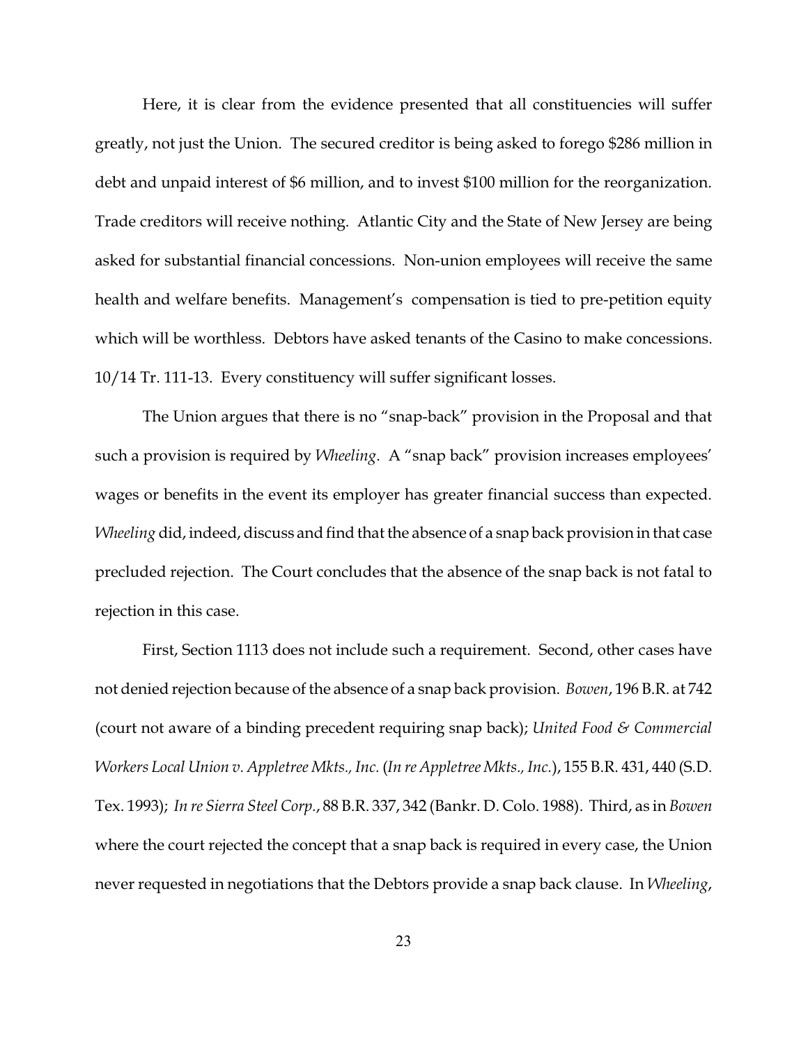Here, it is clear from the evidence presented that all constituencies will suffer greatly, not just the Union. The secured creditor is being asked to forego $286 million in debt and unpaid interest of $6 million, and to invest $100 million for the reorganization. Trade creditors will receive nothing. Atlantic City and the State of New Jersey are being asked for substantial financial concessions. Non-union employees will receive the same health and welfare benefits. Management's compensation is tied to pre-petition equity which will be worthless. Debtors have asked tenants of the Casino to make concessions. 10/14 Tr. 111-13. Every constituency will suffer significant losses.

The Union argues that there is no "snap-back" provision in the Proposal and that such a provision is required by *Wheeling*. A "snap back" provision increases employees' wages or benefits in the event its employer has greater financial success than expected. *Wheeling* did, indeed, discuss and find that the absence of a snap back provision in that case precluded rejection. The Court concludes that the absence of the snap back is not fatal to rejection in this case.

First, Section 1113 does not include such a requirement. Second, other cases have not denied rejection because of the absence of a snap back provision. *Bowen*, 196 B.R. at 742 (court not aware of a binding precedent requiring snap back); *United Food & Commercial Workers Local Union v. Appletree Mkts., Inc.* (*In re Appletree Mkts., Inc.*), 155 B.R. 431, 440 (S.D. Tex. 1993); *In re Sierra Steel Corp.*, 88 B.R. 337, 342 (Bankr. D. Colo. 1988). Third, as in *Bowen* where the court rejected the concept that a snap back is required in every case, the Union never requested in negotiations that the Debtors provide a snap back clause. In *Wheeling*,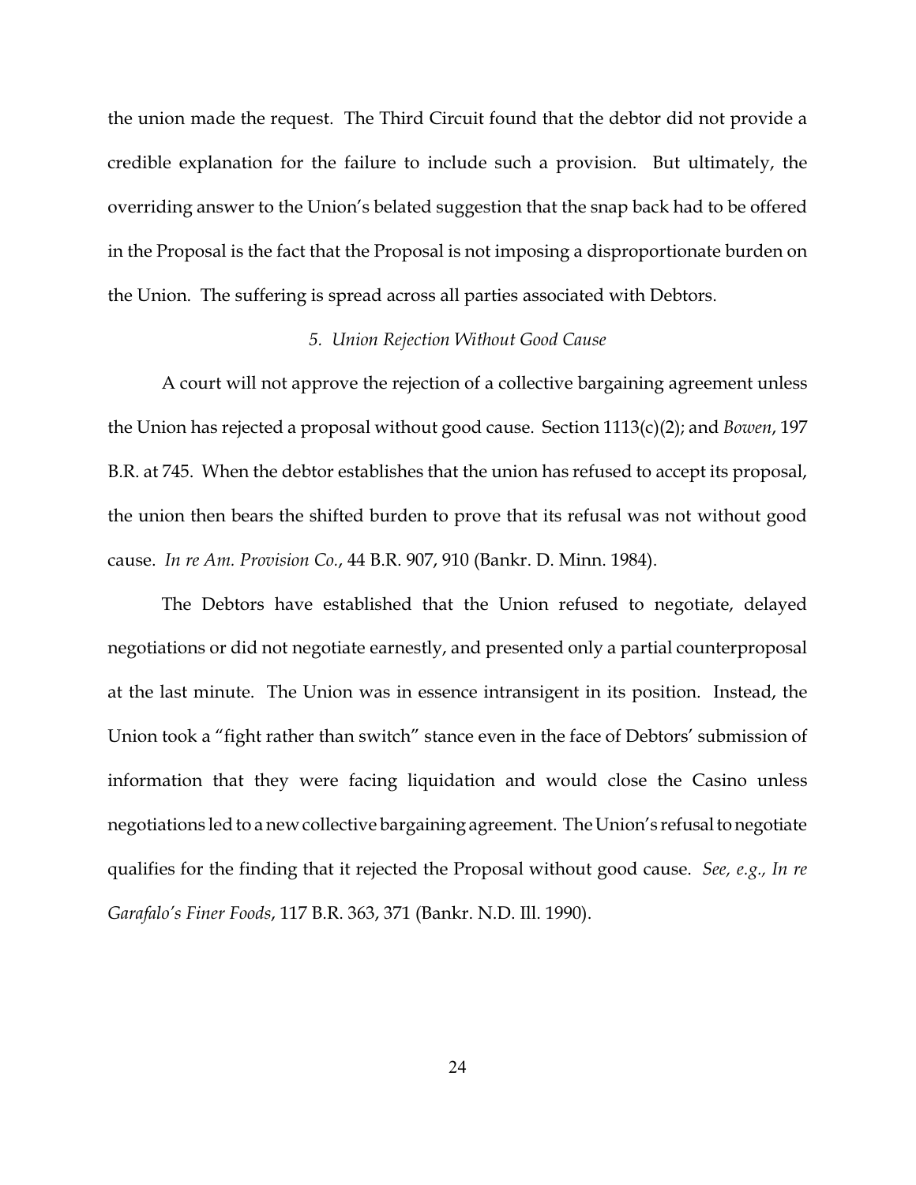the union made the request. The Third Circuit found that the debtor did not provide a credible explanation for the failure to include such a provision. But ultimately, the overriding answer to the Union's belated suggestion that the snap back had to be offered in the Proposal is the fact that the Proposal is not imposing a disproportionate burden on the Union. The suffering is spread across all parties associated with Debtors.

### *5. Union Rejection Without Good Cause*

A court will not approve the rejection of a collective bargaining agreement unless the Union has rejected a proposal without good cause. Section 1113(c)(2); and *Bowen*, 197 B.R. at 745. When the debtor establishes that the union has refused to accept its proposal, the union then bears the shifted burden to prove that its refusal was not without good cause. *In re Am. Provision Co.*, 44 B.R. 907, 910 (Bankr. D. Minn. 1984).

The Debtors have established that the Union refused to negotiate, delayed negotiations or did not negotiate earnestly, and presented only a partial counterproposal at the last minute. The Union was in essence intransigent in its position. Instead, the Union took a "fight rather than switch" stance even in the face of Debtors' submission of information that they were facing liquidation and would close the Casino unless negotiations led to a new collective bargaining agreement. The Union's refusal to negotiate qualifies for the finding that it rejected the Proposal without good cause. *See, e.g., In re Garafalo's Finer Foods*, 117 B.R. 363, 371 (Bankr. N.D. Ill. 1990).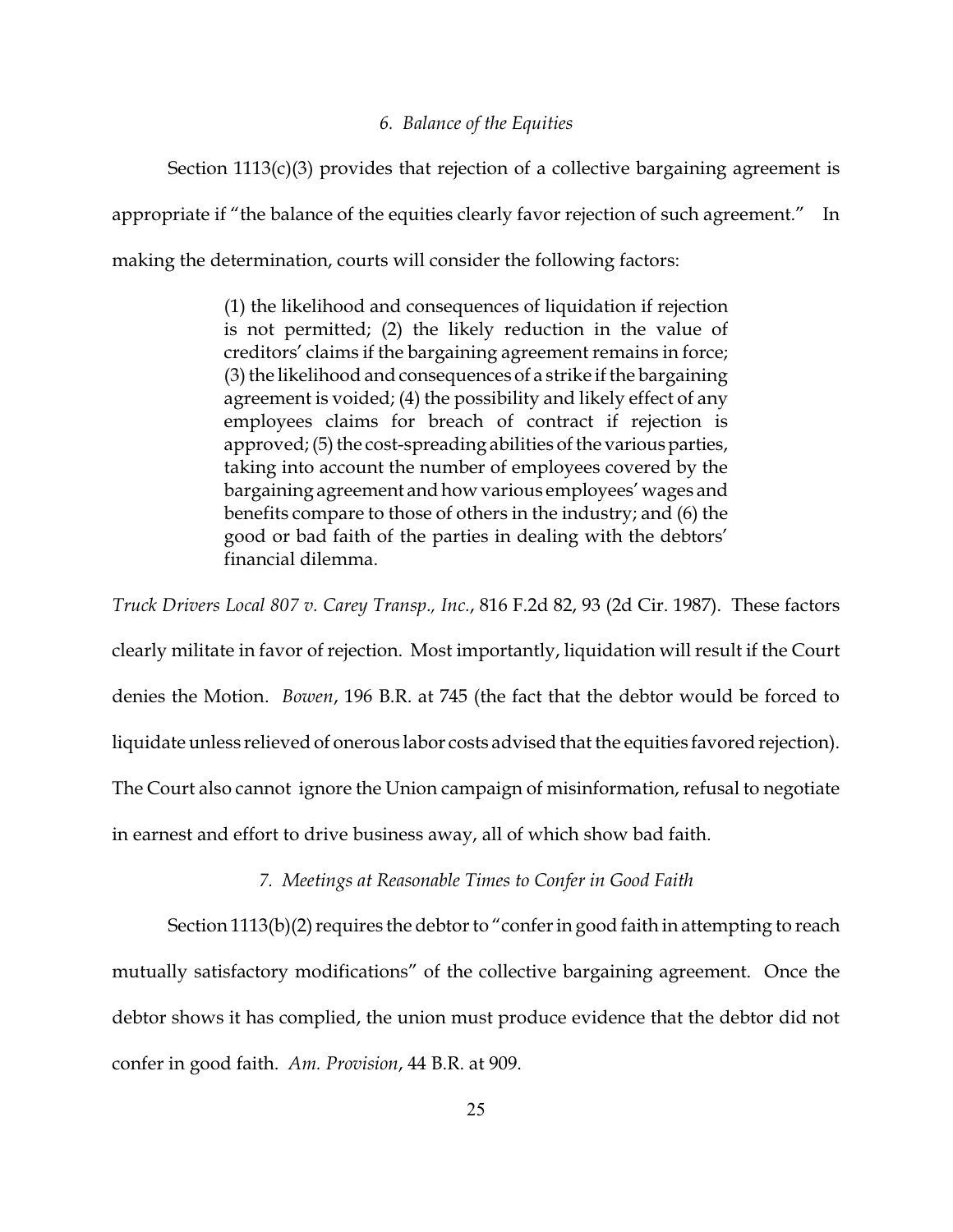*6. Balance of the Equities*

Section 1113(c)(3) provides that rejection of a collective bargaining agreement is appropriate if "the balance of the equities clearly favor rejection of such agreement." In making the determination, courts will consider the following factors:

> (1) the likelihood and consequences of liquidation if rejection is not permitted; (2) the likely reduction in the value of creditors' claims if the bargaining agreement remains in force; (3) the likelihood and consequences of a strike if the bargaining agreement is voided; (4) the possibility and likely effect of any employees claims for breach of contract if rejection is approved; (5) the cost-spreading abilities of the various parties, taking into account the number of employees covered by the bargaining agreement and how various employees' wages and benefits compare to those of others in the industry; and (6) the good or bad faith of the parties in dealing with the debtors' financial dilemma.

*Truck Drivers Local 807 v. Carey Transp., Inc.*, 816 F.2d 82, 93 (2d Cir. 1987). These factors clearly militate in favor of rejection. Most importantly, liquidation will result if the Court denies the Motion. *Bowen*, 196 B.R. at 745 (the fact that the debtor would be forced to liquidate unless relieved of onerous labor costs advised that the equities favored rejection). The Court also cannot ignore the Union campaign of misinformation, refusal to negotiate in earnest and effort to drive business away, all of which show bad faith.

*7. Meetings at Reasonable Times to Confer in Good Faith*

Section 1113(b)(2) requires the debtor to "confer in good faith in attempting to reach mutually satisfactory modifications" of the collective bargaining agreement. Once the debtor shows it has complied, the union must produce evidence that the debtor did not confer in good faith. *Am. Provision*, 44 B.R. at 909.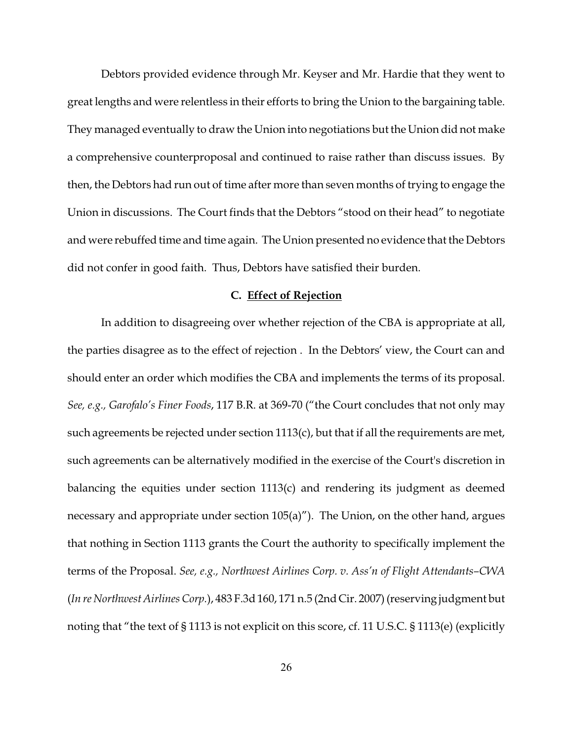Debtors provided evidence through Mr. Keyser and Mr. Hardie that they went to great lengths and were relentless in their efforts to bring the Union to the bargaining table. They managed eventually to draw the Union into negotiations but the Union did not make a comprehensive counterproposal and continued to raise rather than discuss issues. By then, the Debtors had run out of time after more than seven months of trying to engage the Union in discussions. The Court finds that the Debtors "stood on their head" to negotiate and were rebuffed time and time again. The Union presented no evidence that the Debtors did not confer in good faith. Thus, Debtors have satisfied their burden.

### C. Effect of Rejection

In addition to disagreeing over whether rejection of the CBA is appropriate at all, the parties disagree as to the effect of rejection . In the Debtors' view, the Court can and should enter an order which modifies the CBA and implements the terms of its proposal. *See, e.g., Garofalo's Finer Foods*, 117 B.R. at 369-70 ("the Court concludes that not only may such agreements be rejected under section 1113(c), but that if all the requirements are met, such agreements can be alternatively modified in the exercise of the Court's discretion in balancing the equities under section 1113(c) and rendering its judgment as deemed necessary and appropriate under section 105(a)"). The Union, on the other hand, argues that nothing in Section 1113 grants the Court the authority to specifically implement the terms of the Proposal. *See, e.g., Northwest Airlines Corp. v. Ass'n of Flight Attendants–CWA* (*In re Northwest Airlines Corp.*), 483 F.3d 160, 171 n.5 (2nd Cir. 2007) (reserving judgment but noting that "the text of § 1113 is not explicit on this score, cf. 11 U.S.C. § 1113(e) (explicitly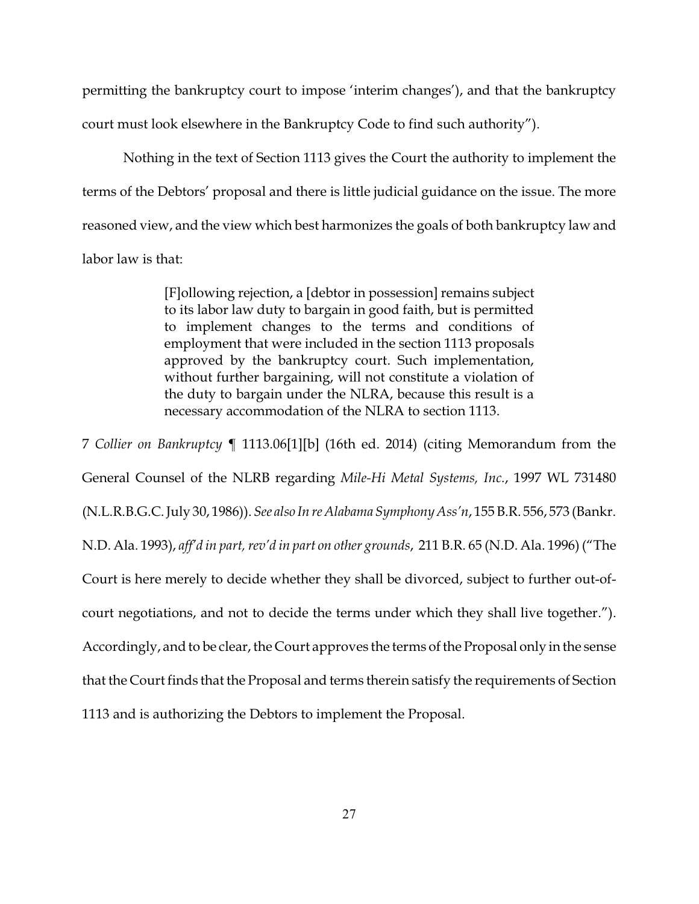permitting the bankruptcy court to impose 'interim changes'), and that the bankruptcy court must look elsewhere in the Bankruptcy Code to find such authority").

Nothing in the text of Section 1113 gives the Court the authority to implement the terms of the Debtors' proposal and there is little judicial guidance on the issue. The more reasoned view, and the view which best harmonizes the goals of both bankruptcy law and labor law is that:

> [F]ollowing rejection, a [debtor in possession] remains subject to its labor law duty to bargain in good faith, but is permitted to implement changes to the terms and conditions of employment that were included in the section 1113 proposals approved by the bankruptcy court. Such implementation, without further bargaining, will not constitute a violation of the duty to bargain under the NLRA, because this result is a necessary accommodation of the NLRA to section 1113.

7 *Collier on Bankruptcy* ¶ 1113.06[1][b] (16th ed. 2014) (citing Memorandum from the General Counsel of the NLRB regarding *Mile-Hi Metal Systems, Inc.*, 1997 WL 731480 (N.L.R.B.G.C. July 30, 1986)). *See also In re Alabama Symphony Ass'n*, 155 B.R. 556, 573 (Bankr. N.D. Ala. 1993), *aff'd in part, rev'd in part on other grounds*, 211 B.R. 65 (N.D. Ala. 1996) ("The Court is here merely to decide whether they shall be divorced, subject to further out-of-court negotiations, and not to decide the terms under which they shall live together."). Accordingly, and to be clear, the Court approves the terms of the Proposal only in the sense that the Court finds that the Proposal and terms therein satisfy the requirements of Section 1113 and is authorizing the Debtors to implement the Proposal.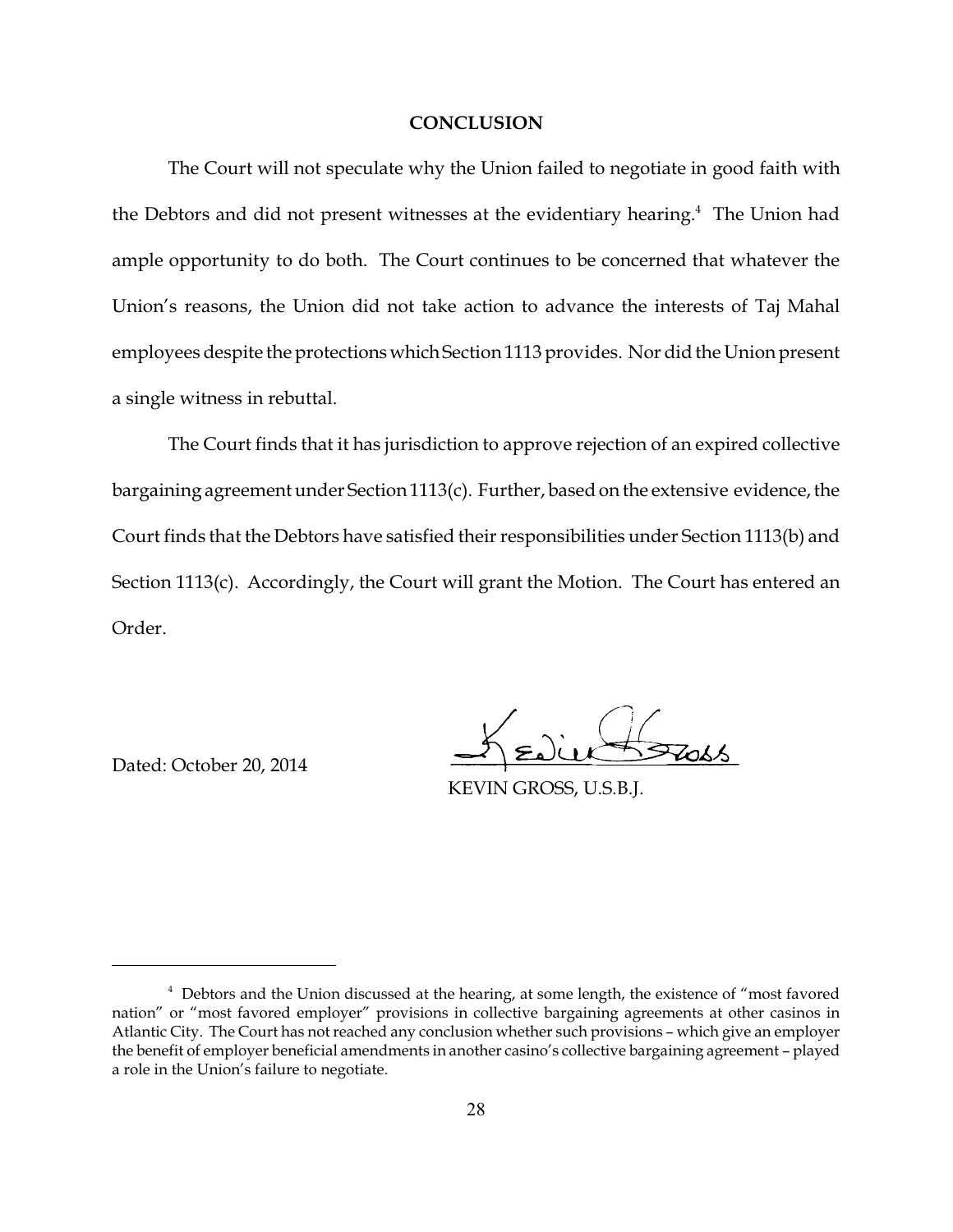## CONCLUSION

The Court will not speculate why the Union failed to negotiate in good faith with the Debtors and did not present witnesses at the evidentiary hearing.[4] The Union had ample opportunity to do both. The Court continues to be concerned that whatever the Union's reasons, the Union did not take action to advance the interests of Taj Mahal employees despite the protections which Section 1113 provides. Nor did the Union present a single witness in rebuttal.

The Court finds that it has jurisdiction to approve rejection of an expired collective bargaining agreement under Section 1113(c). Further, based on the extensive evidence, the Court finds that the Debtors have satisfied their responsibilities under Section 1113(b) and Section 1113(c). Accordingly, the Court will grant the Motion. The Court has entered an Order.

Dated: October 20, 2014

KEVIN GROSS, U.S.B.J.

---

[4] Debtors and the Union discussed at the hearing, at some length, the existence of "most favored nation" or "most favored employer" provisions in collective bargaining agreements at other casinos in Atlantic City. The Court has not reached any conclusion whether such provisions – which give an employer the benefit of employer beneficial amendments in another casino's collective bargaining agreement – played a role in the Union's failure to negotiate.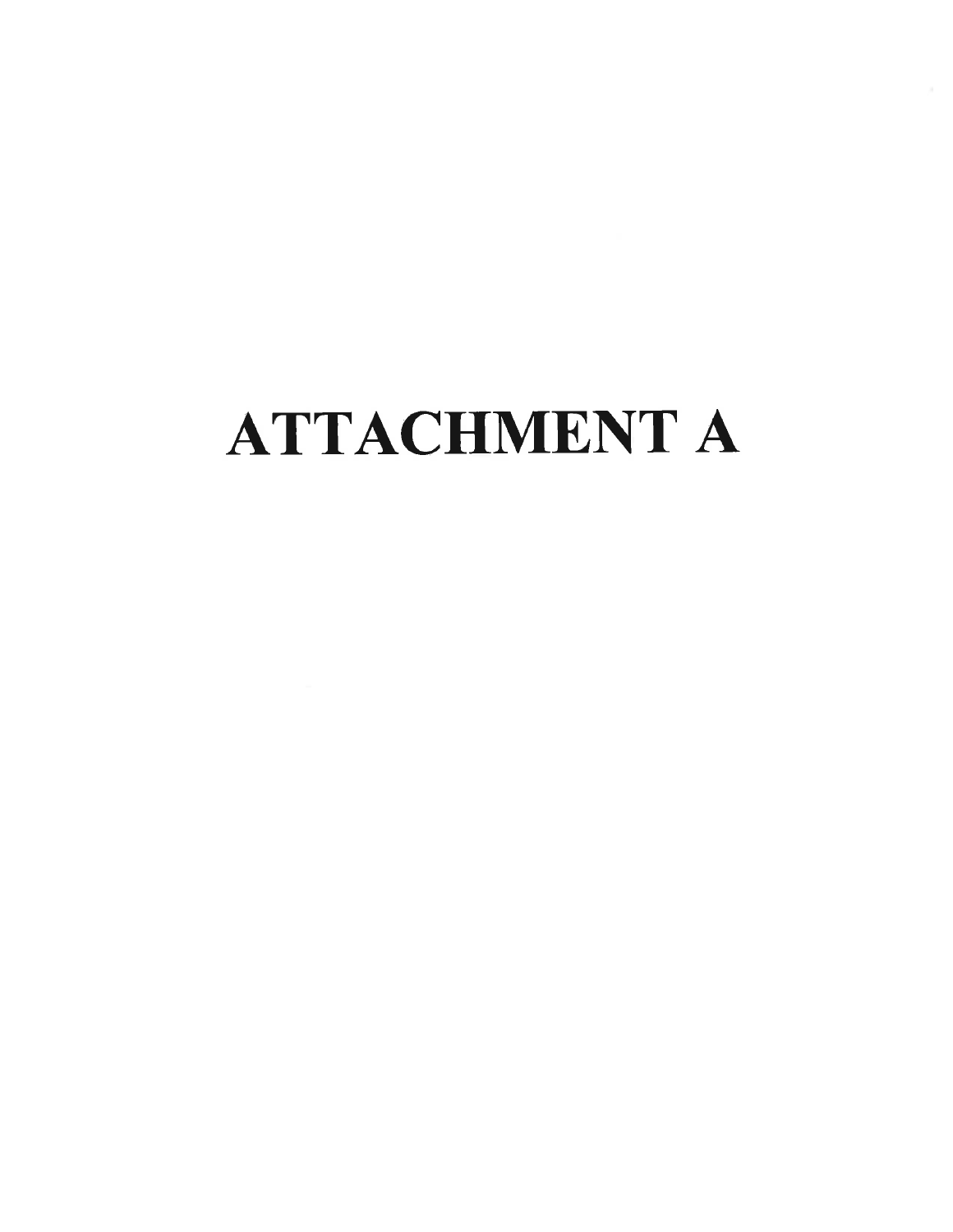# ATTACHMENT A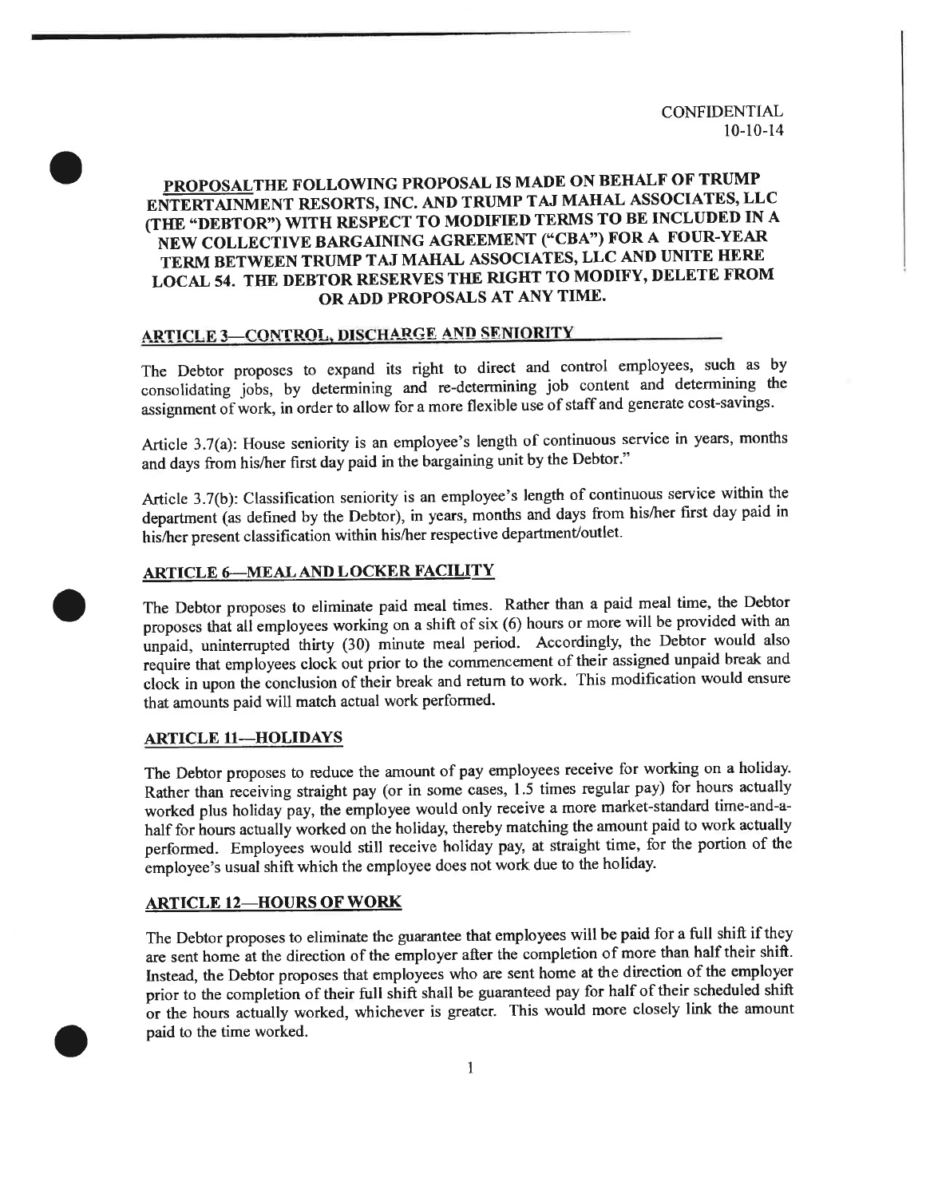CONFIDENTIAL
10-10-14

**PROPOSALTHE FOLLOWING PROPOSAL IS MADE ON BEHALF OF TRUMP ENTERTAINMENT RESORTS, INC. AND TRUMP TAJ MAHAL ASSOCIATES, LLC (THE "DEBTOR") WITH RESPECT TO MODIFIED TERMS TO BE INCLUDED IN A NEW COLLECTIVE BARGAINING AGREEMENT ("CBA") FOR A FOUR-YEAR TERM BETWEEN TRUMP TAJ MAHAL ASSOCIATES, LLC AND UNITE HERE LOCAL 54. THE DEBTOR RESERVES THE RIGHT TO MODIFY, DELETE FROM OR ADD PROPOSALS AT ANY TIME.**

## ARTICLE 3—CONTROL, DISCHARGE AND SENIORITY

The Debtor proposes to expand its right to direct and control employees, such as by consolidating jobs, by determining and re-determining job content and determining the assignment of work, in order to allow for a more flexible use of staff and generate cost-savings.

Article 3.7(a): House seniority is an employee's length of continuous service in years, months and days from his/her first day paid in the bargaining unit by the Debtor."

Article 3.7(b): Classification seniority is an employee's length of continuous service within the department (as defined by the Debtor), in years, months and days from his/her first day paid in his/her present classification within his/her respective department/outlet.

## ARTICLE 6—MEAL AND LOCKER FACILITY

The Debtor proposes to eliminate paid meal times. Rather than a paid meal time, the Debtor proposes that all employees working on a shift of six (6) hours or more will be provided with an unpaid, uninterrupted thirty (30) minute meal period. Accordingly, the Debtor would also require that employees clock out prior to the commencement of their assigned unpaid break and clock in upon the conclusion of their break and return to work. This modification would ensure that amounts paid will match actual work performed.

## ARTICLE 11—HOLIDAYS

The Debtor proposes to reduce the amount of pay employees receive for working on a holiday. Rather than receiving straight pay (or in some cases, 1.5 times regular pay) for hours actually worked plus holiday pay, the employee would only receive a more market-standard time-and-a-half for hours actually worked on the holiday, thereby matching the amount paid to work actually performed. Employees would still receive holiday pay, at straight time, for the portion of the employee's usual shift which the employee does not work due to the holiday.

## ARTICLE 12—HOURS OF WORK

The Debtor proposes to eliminate the guarantee that employees will be paid for a full shift if they are sent home at the direction of the employer after the completion of more than half their shift. Instead, the Debtor proposes that employees who are sent home at the direction of the employer prior to the completion of their full shift shall be guaranteed pay for half of their scheduled shift or the hours actually worked, whichever is greater. This would more closely link the amount paid to the time worked.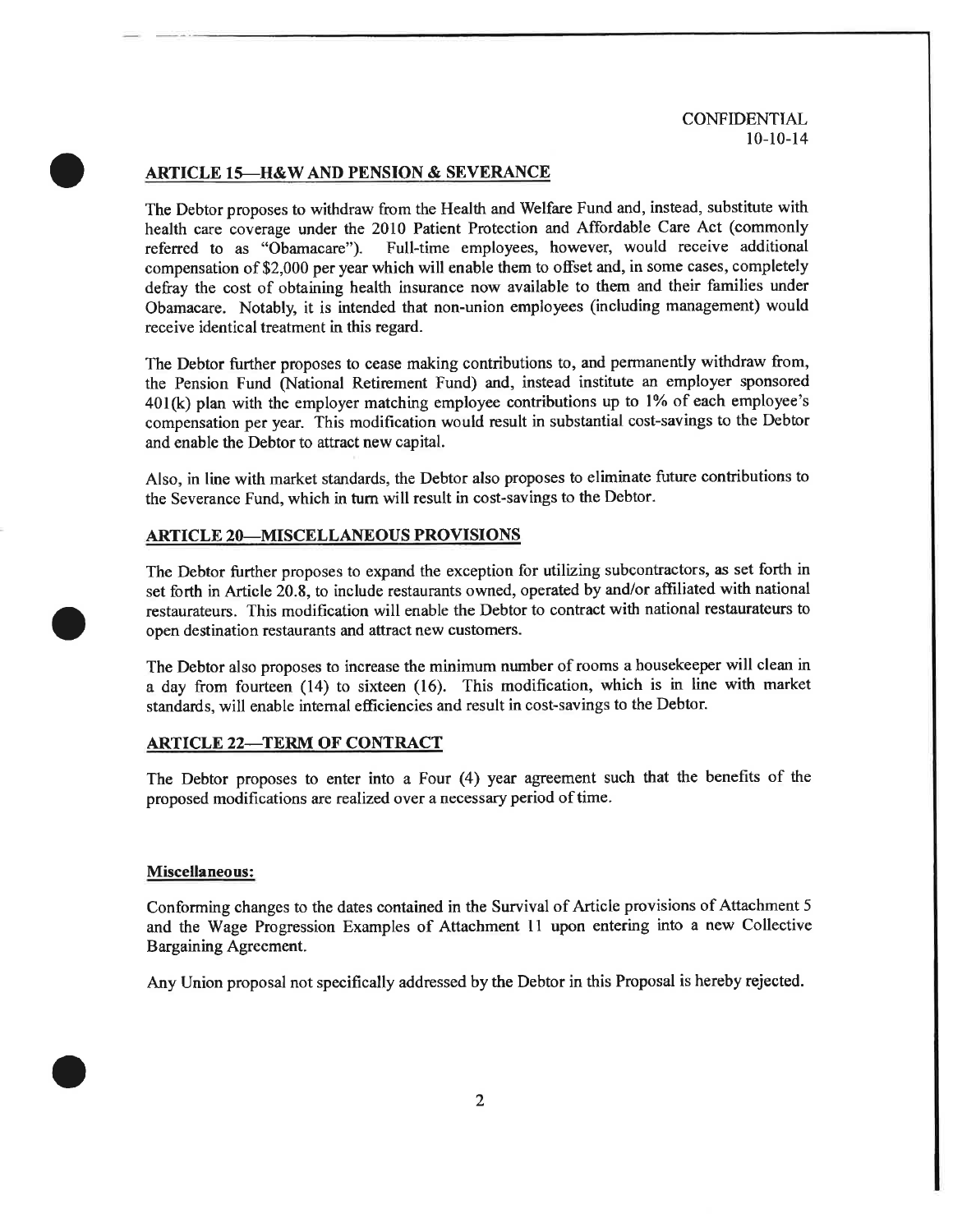CONFIDENTIAL
10-10-14

## ARTICLE 15—H&W AND PENSION & SEVERANCE

The Debtor proposes to withdraw from the Health and Welfare Fund and, instead, substitute with health care coverage under the 2010 Patient Protection and Affordable Care Act (commonly referred to as "Obamacare"). Full-time employees, however, would receive additional compensation of $2,000 per year which will enable them to offset and, in some cases, completely defray the cost of obtaining health insurance now available to them and their families under Obamacare. Notably, it is intended that non-union employees (including management) would receive identical treatment in this regard.

The Debtor further proposes to cease making contributions to, and permanently withdraw from, the Pension Fund (National Retirement Fund) and, instead institute an employer sponsored 401(k) plan with the employer matching employee contributions up to 1% of each employee's compensation per year. This modification would result in substantial cost-savings to the Debtor and enable the Debtor to attract new capital.

Also, in line with market standards, the Debtor also proposes to eliminate future contributions to the Severance Fund, which in turn will result in cost-savings to the Debtor.

## ARTICLE 20—MISCELLANEOUS PROVISIONS

The Debtor further proposes to expand the exception for utilizing subcontractors, as set forth in set forth in Article 20.8, to include restaurants owned, operated by and/or affiliated with national restaurateurs. This modification will enable the Debtor to contract with national restaurateurs to open destination restaurants and attract new customers.

The Debtor also proposes to increase the minimum number of rooms a housekeeper will clean in a day from fourteen (14) to sixteen (16). This modification, which is in line with market standards, will enable internal efficiencies and result in cost-savings to the Debtor.

## ARTICLE 22—TERM OF CONTRACT

The Debtor proposes to enter into a Four (4) year agreement such that the benefits of the proposed modifications are realized over a necessary period of time.

**Miscellaneous:**

Conforming changes to the dates contained in the Survival of Article provisions of Attachment 5 and the Wage Progression Examples of Attachment 11 upon entering into a new Collective Bargaining Agreement.

Any Union proposal not specifically addressed by the Debtor in this Proposal is hereby rejected.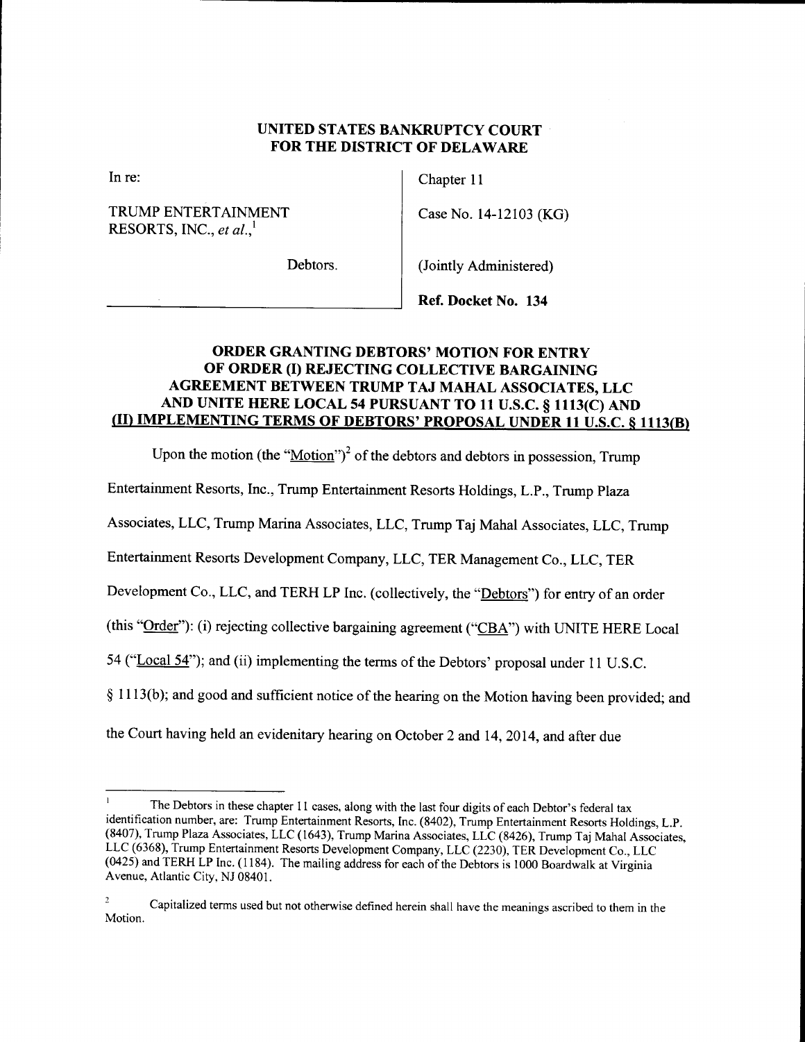**UNITED STATES BANKRUPTCY COURT**
**FOR THE DISTRICT OF DELAWARE**

| | |
|---|---|
| In re: | Chapter 11 |
| TRUMP ENTERTAINMENT RESORTS, INC., *et al.*,[1] | Case No. 14-12103 (KG) |
| Debtors. | (Jointly Administered) |
| | **Ref. Docket No. 134** |

**ORDER GRANTING DEBTORS' MOTION FOR ENTRY OF ORDER (I) REJECTING COLLECTIVE BARGAINING AGREEMENT BETWEEN TRUMP TAJ MAHAL ASSOCIATES, LLC AND UNITE HERE LOCAL 54 PURSUANT TO 11 U.S.C. § 1113(C) AND (II) IMPLEMENTING TERMS OF DEBTORS' PROPOSAL UNDER 11 U.S.C. § 1113(B)**

Upon the motion (the "Motion")[2] of the debtors and debtors in possession, Trump Entertainment Resorts, Inc., Trump Entertainment Resorts Holdings, L.P., Trump Plaza Associates, LLC, Trump Marina Associates, LLC, Trump Taj Mahal Associates, LLC, Trump Entertainment Resorts Development Company, LLC, TER Management Co., LLC, TER Development Co., LLC, and TERH LP Inc. (collectively, the "Debtors") for entry of an order (this "Order"): (i) rejecting collective bargaining agreement ("CBA") with UNITE HERE Local 54 ("Local 54"); and (ii) implementing the terms of the Debtors' proposal under 11 U.S.C. § 1113(b); and good and sufficient notice of the hearing on the Motion having been provided; and the Court having held an evidentiary hearing on October 2 and 14, 2014, and after due

---

[1] The Debtors in these chapter 11 cases, along with the last four digits of each Debtor's federal tax identification number, are: Trump Entertainment Resorts, Inc. (8402), Trump Entertainment Resorts Holdings, L.P. (8407), Trump Plaza Associates, LLC (1643), Trump Marina Associates, LLC (8426), Trump Taj Mahal Associates, LLC (6368), Trump Entertainment Resorts Development Company, LLC (2230), TER Development Co., LLC (0425) and TERH LP Inc. (1184). The mailing address for each of the Debtors is 1000 Boardwalk at Virginia Avenue, Atlantic City, NJ 08401.

[2] Capitalized terms used but not otherwise defined herein shall have the meanings ascribed to them in the Motion.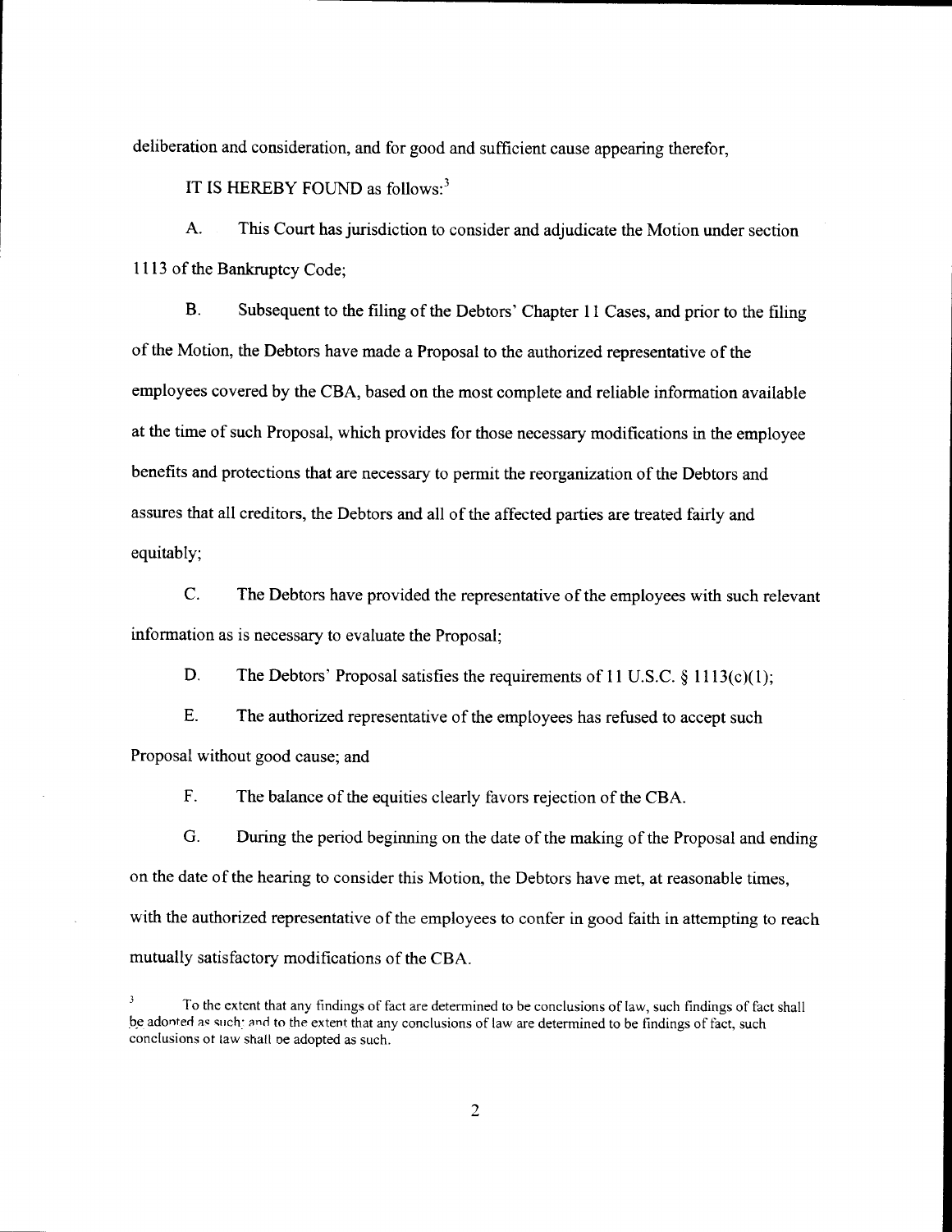deliberation and consideration, and for good and sufficient cause appearing therefor,

IT IS HEREBY FOUND as follows:[3]

A. This Court has jurisdiction to consider and adjudicate the Motion under section 1113 of the Bankruptcy Code;

B. Subsequent to the filing of the Debtors' Chapter 11 Cases, and prior to the filing of the Motion, the Debtors have made a Proposal to the authorized representative of the employees covered by the CBA, based on the most complete and reliable information available at the time of such Proposal, which provides for those necessary modifications in the employee benefits and protections that are necessary to permit the reorganization of the Debtors and assures that all creditors, the Debtors and all of the affected parties are treated fairly and equitably;

C. The Debtors have provided the representative of the employees with such relevant information as is necessary to evaluate the Proposal;

D. The Debtors' Proposal satisfies the requirements of 11 U.S.C. § 1113(c)(1);

E. The authorized representative of the employees has refused to accept such Proposal without good cause; and

F. The balance of the equities clearly favors rejection of the CBA.

G. During the period beginning on the date of the making of the Proposal and ending on the date of the hearing to consider this Motion, the Debtors have met, at reasonable times, with the authorized representative of the employees to confer in good faith in attempting to reach mutually satisfactory modifications of the CBA.

[3] To the extent that any findings of fact are determined to be conclusions of law, such findings of fact shall be adopted as such; and to the extent that any conclusions of law are determined to be findings of fact, such conclusions of law shall be adopted as such.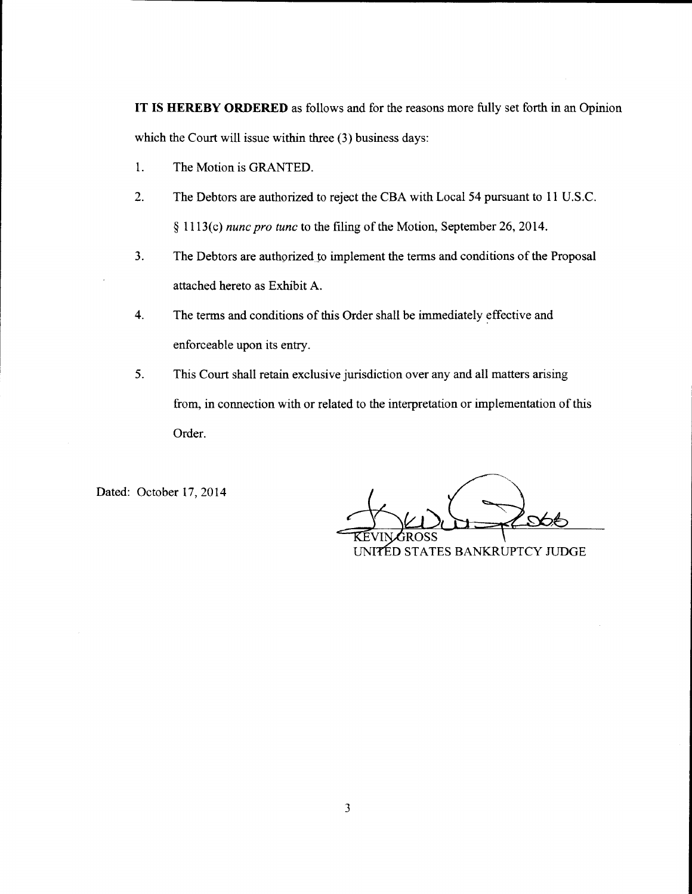**IT IS HEREBY ORDERED** as follows and for the reasons more fully set forth in an Opinion which the Court will issue within three (3) business days:

1. The Motion is GRANTED.
2. The Debtors are authorized to reject the CBA with Local 54 pursuant to 11 U.S.C. § 1113(c) *nunc pro tunc* to the filing of the Motion, September 26, 2014.
3. The Debtors are authorized to implement the terms and conditions of the Proposal attached hereto as Exhibit A.
4. The terms and conditions of this Order shall be immediately effective and enforceable upon its entry.
5. This Court shall retain exclusive jurisdiction over any and all matters arising from, in connection with or related to the interpretation or implementation of this Order.

Dated: October 17, 2014

KEVIN GROSS
UNITED STATES BANKRUPTCY JUDGE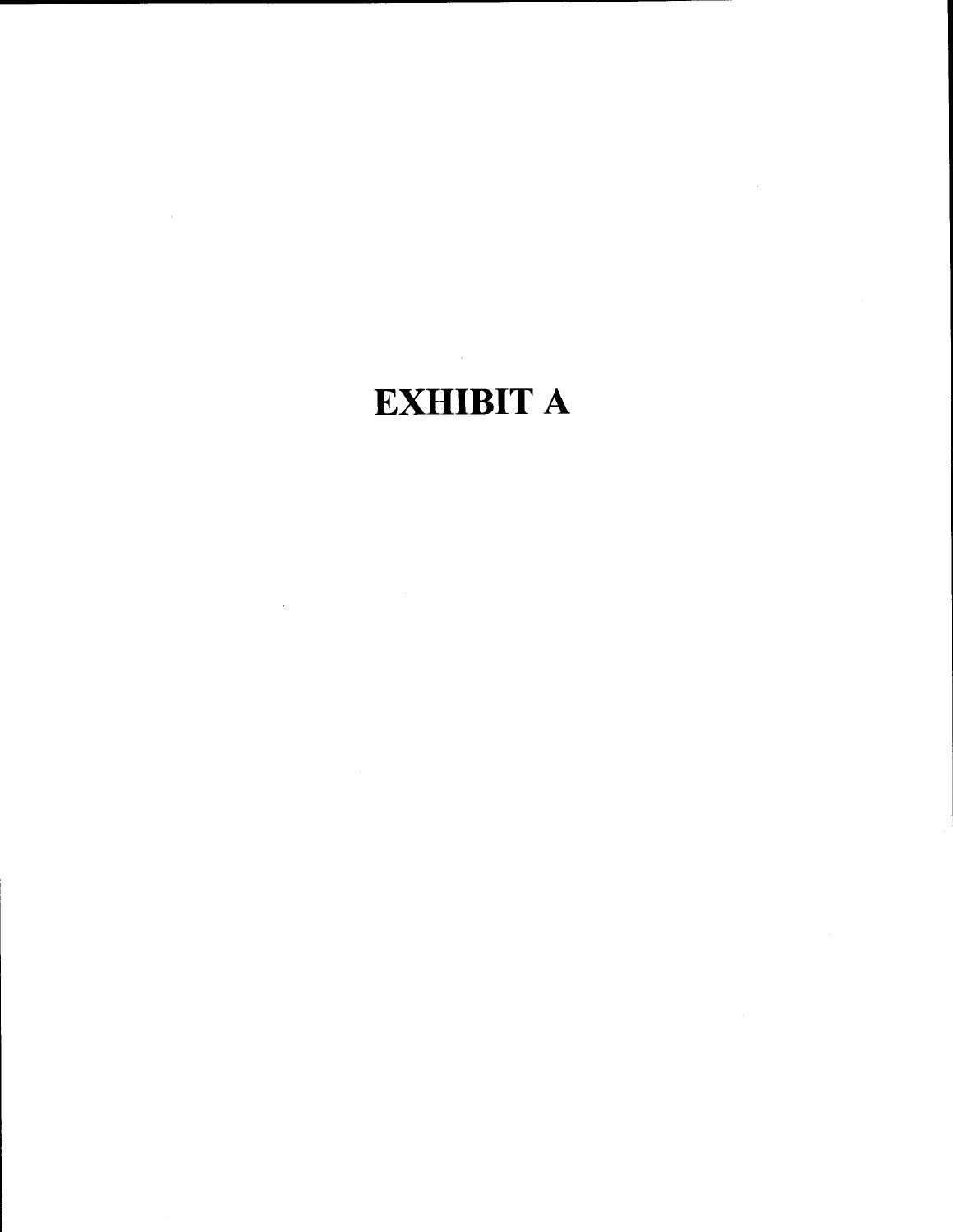# EXHIBIT A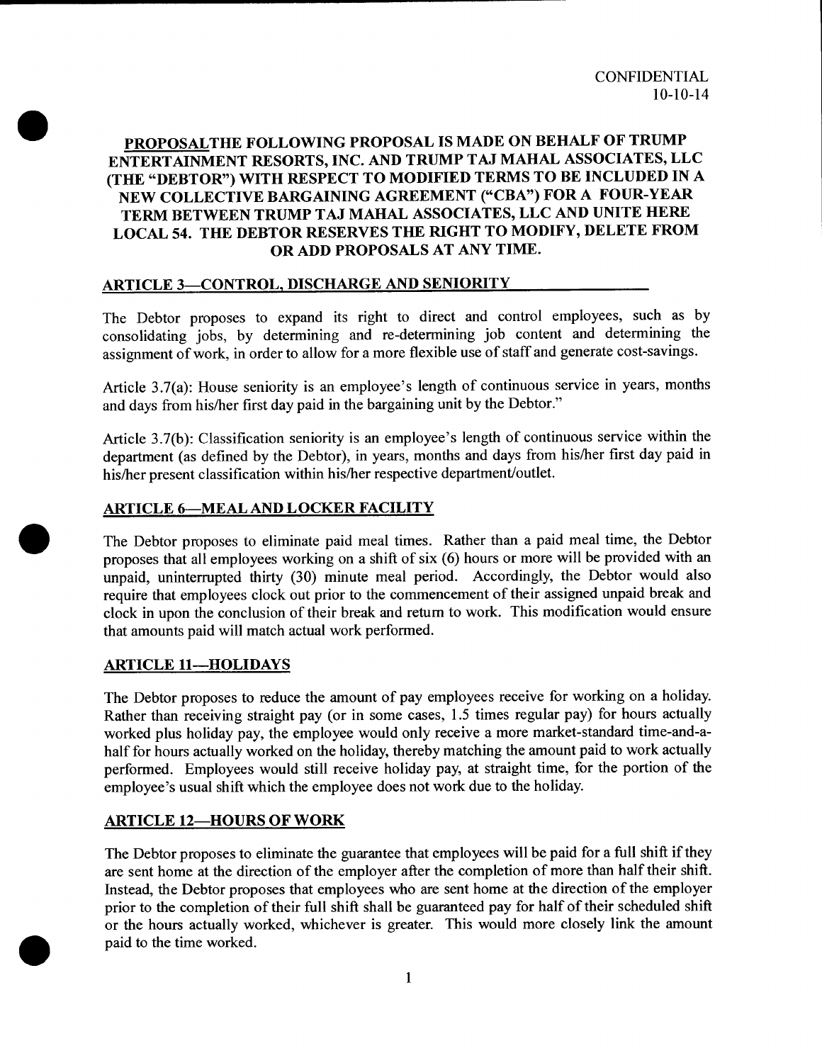CONFIDENTIAL
10-10-14

**PROPOSALTHE FOLLOWING PROPOSAL IS MADE ON BEHALF OF TRUMP ENTERTAINMENT RESORTS, INC. AND TRUMP TAJ MAHAL ASSOCIATES, LLC (THE "DEBTOR") WITH RESPECT TO MODIFIED TERMS TO BE INCLUDED IN A NEW COLLECTIVE BARGAINING AGREEMENT ("CBA") FOR A FOUR-YEAR TERM BETWEEN TRUMP TAJ MAHAL ASSOCIATES, LLC AND UNITE HERE LOCAL 54. THE DEBTOR RESERVES THE RIGHT TO MODIFY, DELETE FROM OR ADD PROPOSALS AT ANY TIME.**

## ARTICLE 3—CONTROL, DISCHARGE AND SENIORITY

The Debtor proposes to expand its right to direct and control employees, such as by consolidating jobs, by determining and re-determining job content and determining the assignment of work, in order to allow for a more flexible use of staff and generate cost-savings.

Article 3.7(a): House seniority is an employee's length of continuous service in years, months and days from his/her first day paid in the bargaining unit by the Debtor."

Article 3.7(b): Classification seniority is an employee's length of continuous service within the department (as defined by the Debtor), in years, months and days from his/her first day paid in his/her present classification within his/her respective department/outlet.

## ARTICLE 6—MEAL AND LOCKER FACILITY

The Debtor proposes to eliminate paid meal times. Rather than a paid meal time, the Debtor proposes that all employees working on a shift of six (6) hours or more will be provided with an unpaid, uninterrupted thirty (30) minute meal period. Accordingly, the Debtor would also require that employees clock out prior to the commencement of their assigned unpaid break and clock in upon the conclusion of their break and return to work. This modification would ensure that amounts paid will match actual work performed.

## ARTICLE 11—HOLIDAYS

The Debtor proposes to reduce the amount of pay employees receive for working on a holiday. Rather than receiving straight pay (or in some cases, 1.5 times regular pay) for hours actually worked plus holiday pay, the employee would only receive a more market-standard time-and-a-half for hours actually worked on the holiday, thereby matching the amount paid to work actually performed. Employees would still receive holiday pay, at straight time, for the portion of the employee's usual shift which the employee does not work due to the holiday.

## ARTICLE 12—HOURS OF WORK

The Debtor proposes to eliminate the guarantee that employees will be paid for a full shift if they are sent home at the direction of the employer after the completion of more than half their shift. Instead, the Debtor proposes that employees who are sent home at the direction of the employer prior to the completion of their full shift shall be guaranteed pay for half of their scheduled shift or the hours actually worked, whichever is greater. This would more closely link the amount paid to the time worked.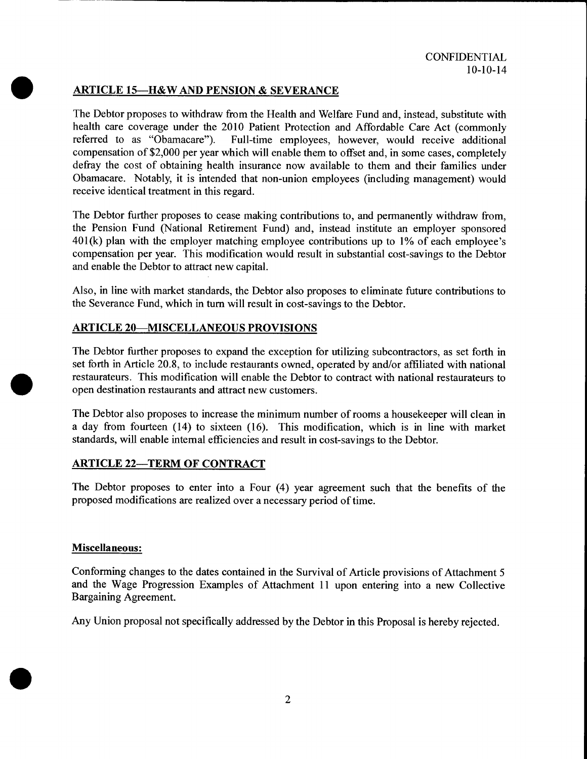CONFIDENTIAL
10-10-14

## ARTICLE 15—H&W AND PENSION & SEVERANCE

The Debtor proposes to withdraw from the Health and Welfare Fund and, instead, substitute with health care coverage under the 2010 Patient Protection and Affordable Care Act (commonly referred to as "Obamacare"). Full-time employees, however, would receive additional compensation of $2,000 per year which will enable them to offset and, in some cases, completely defray the cost of obtaining health insurance now available to them and their families under Obamacare. Notably, it is intended that non-union employees (including management) would receive identical treatment in this regard.

The Debtor further proposes to cease making contributions to, and permanently withdraw from, the Pension Fund (National Retirement Fund) and, instead institute an employer sponsored 401(k) plan with the employer matching employee contributions up to 1% of each employee's compensation per year. This modification would result in substantial cost-savings to the Debtor and enable the Debtor to attract new capital.

Also, in line with market standards, the Debtor also proposes to eliminate future contributions to the Severance Fund, which in turn will result in cost-savings to the Debtor.

## ARTICLE 20—MISCELLANEOUS PROVISIONS

The Debtor further proposes to expand the exception for utilizing subcontractors, as set forth in set forth in Article 20.8, to include restaurants owned, operated by and/or affiliated with national restaurateurs. This modification will enable the Debtor to contract with national restaurateurs to open destination restaurants and attract new customers.

The Debtor also proposes to increase the minimum number of rooms a housekeeper will clean in a day from fourteen (14) to sixteen (16). This modification, which is in line with market standards, will enable internal efficiencies and result in cost-savings to the Debtor.

## ARTICLE 22—TERM OF CONTRACT

The Debtor proposes to enter into a Four (4) year agreement such that the benefits of the proposed modifications are realized over a necessary period of time.

### Miscellaneous:

Conforming changes to the dates contained in the Survival of Article provisions of Attachment 5 and the Wage Progression Examples of Attachment 11 upon entering into a new Collective Bargaining Agreement.

Any Union proposal not specifically addressed by the Debtor in this Proposal is hereby rejected.